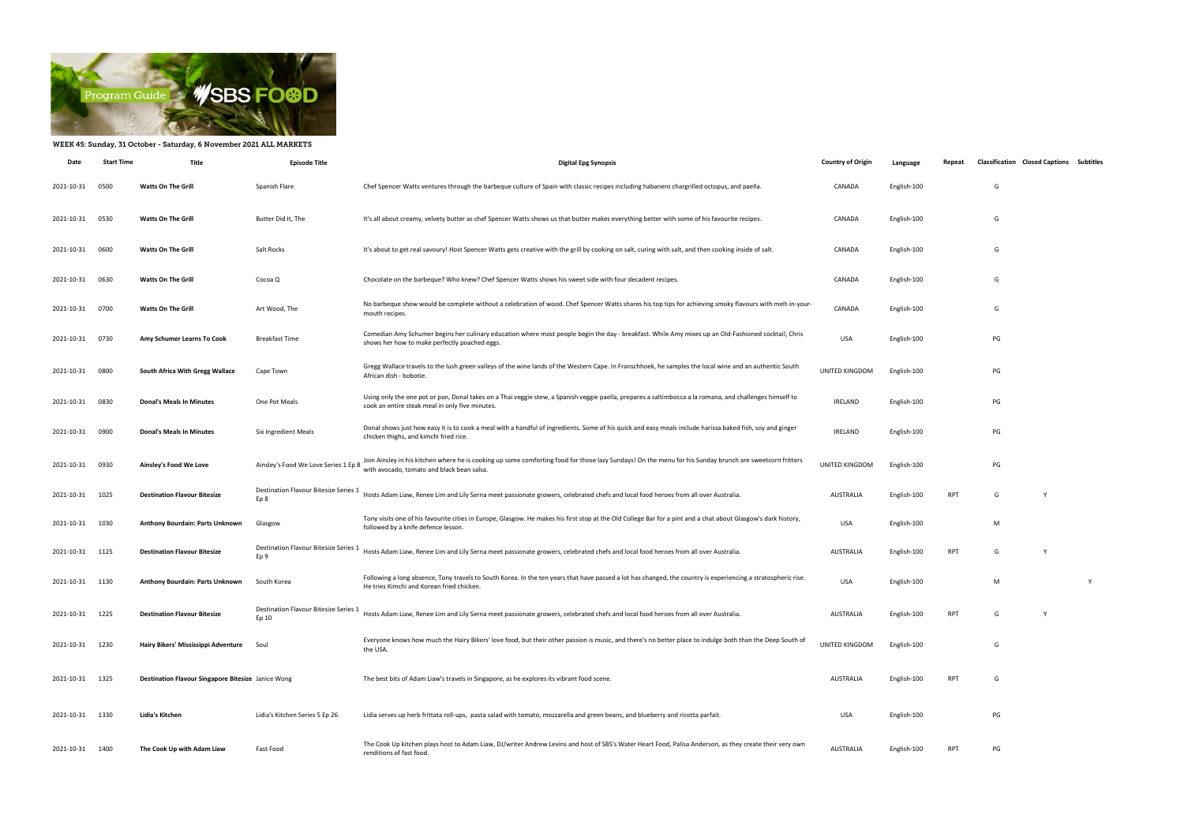WEEK 45: Sunday, 31 October - Saturday, 6 November 2021 ALL MARKETS

| Date | Start Time | Title | Episode Title | Digital Epg Synopsis | Country of Origin | Language | Repeat | Classification | Closed Captions | Subtitles |
|---|---|---|---|---|---|---|---|---|---|---|
| 2021-10-31 | 0500 | **Watts On The Grill** | Spanish Flare | Chef Spencer Watts ventures through the barbeque culture of Spain with classic recipes including habanero chargrilled octopus, and paella. | CANADA | English-100 | | G | | |
| 2021-10-31 | 0530 | **Watts On The Grill** | Butter Did It, The | It's all about creamy, velvety butter as chef Spencer Watts shows us that butter makes everything better with some of his favourite recipes. | CANADA | English-100 | | G | | |
| 2021-10-31 | 0600 | **Watts On The Grill** | Salt Rocks | It's about to get real savoury! Host Spencer Watts gets creative with the grill by cooking on salt, curing with salt, and then cooking inside of salt. | CANADA | English-100 | | G | | |
| 2021-10-31 | 0630 | **Watts On The Grill** | Cocoa Q | Chocolate on the barbeque? Who knew? Chef Spencer Watts shows his sweet side with four decadent recipes. | CANADA | English-100 | | G | | |
| 2021-10-31 | 0700 | **Watts On The Grill** | Art Wood, The | No barbeque show would be complete without a celebration of wood. Chef Spencer Watts shares his top tips for achieving smoky flavours with melt-in-your-mouth recipes. | CANADA | English-100 | | G | | |
| 2021-10-31 | 0730 | **Amy Schumer Learns To Cook** | Breakfast Time | Comedian Amy Schumer begins her culinary education where most people begin the day - breakfast. While Amy mixes up an Old-Fashioned cocktail, Chris shows her how to make perfectly poached eggs. | USA | English-100 | | PG | | |
| 2021-10-31 | 0800 | **South Africa With Gregg Wallace** | Cape Town | Gregg Wallace travels to the lush green valleys of the wine lands of the Western Cape. In Franschhoek, he samples the local wine and an authentic South African dish - bobotie. | UNITED KINGDOM | English-100 | | PG | | |
| 2021-10-31 | 0830 | **Donal's Meals In Minutes** | One Pot Meals | Using only the one pot or pan, Donal takes on a Thai veggie stew, a Spanish veggie paella, prepares a saltimbocca a la romana, and challenges himself to cook an entire steak meal in only five minutes. | IRELAND | English-100 | | PG | | |
| 2021-10-31 | 0900 | **Donal's Meals In Minutes** | Six Ingredient Meals | Donal shows just how easy it is to cook a meal with a handful of ingredients. Some of his quick and easy meals include harissa baked fish, soy and ginger chicken thighs, and kimchi fried rice. | IRELAND | English-100 | | PG | | |
| 2021-10-31 | 0930 | **Ainsley's Food We Love** | Ainsley's Food We Love Series 1 Ep 8 | Join Ainsley in his kitchen where he is cooking up some comforting food for those lazy Sundays! On the menu for his Sunday brunch are sweetcorn fritters with avocado, tomato and black bean salsa. | UNITED KINGDOM | English-100 | | PG | | |
| 2021-10-31 | 1025 | **Destination Flavour Bitesize** | Destination Flavour Bitesize Series 1 Ep 8 | Hosts Adam Liaw, Renee Lim and Lily Serna meet passionate growers, celebrated chefs and local food heroes from all over Australia. | AUSTRALIA | English-100 | RPT | G | Y | |
| 2021-10-31 | 1030 | **Anthony Bourdain: Parts Unknown** | Glasgow | Tony visits one of his favourite cities in Europe, Glasgow. He makes his first stop at the Old College Bar for a pint and a chat about Glasgow's dark history, followed by a knife defence lesson. | USA | English-100 | | M | | |
| 2021-10-31 | 1125 | **Destination Flavour Bitesize** | Destination Flavour Bitesize Series 1 Ep 9 | Hosts Adam Liaw, Renee Lim and Lily Serna meet passionate growers, celebrated chefs and local food heroes from all over Australia. | AUSTRALIA | English-100 | RPT | G | Y | |
| 2021-10-31 | 1130 | **Anthony Bourdain: Parts Unknown** | South Korea | Following a long absence, Tony travels to South Korea. In the ten years that have passed a lot has changed, the country is experiencing a stratospheric rise. He tries Kimchi and Korean fried chicken. | USA | English-100 | | M | | Y |
| 2021-10-31 | 1225 | **Destination Flavour Bitesize** | Destination Flavour Bitesize Series 1 Ep 10 | Hosts Adam Liaw, Renee Lim and Lily Serna meet passionate growers, celebrated chefs and local food heroes from all over Australia. | AUSTRALIA | English-100 | RPT | G | Y | |
| 2021-10-31 | 1230 | **Hairy Bikers' Mississippi Adventure** | Soul | Everyone knows how much the Hairy Bikers' love food, but their other passion is music, and there's no better place to indulge both than the Deep South of the USA. | UNITED KINGDOM | English-100 | | G | | |
| 2021-10-31 | 1325 | **Destination Flavour Singapore Bitesize** | Janice Wong | The best bits of Adam Liaw's travels in Singapore, as he explores its vibrant food scene. | AUSTRALIA | English-100 | RPT | G | | |
| 2021-10-31 | 1330 | **Lidia's Kitchen** | Lidia's Kitchen Series 5 Ep 26 | Lidia serves up herb frittata roll-ups, pasta salad with tomato, mozzarella and green beans, and blueberry and ricotta parfait. | USA | English-100 | | PG | | |
| 2021-10-31 | 1400 | **The Cook Up with Adam Liaw** | Fast Food | The Cook Up kitchen plays host to Adam Liaw, DJ/writer Andrew Levins and host of SBS's Water Heart Food, Palisa Anderson, as they create their very own renditions of fast food. | AUSTRALIA | English-100 | RPT | PG | | |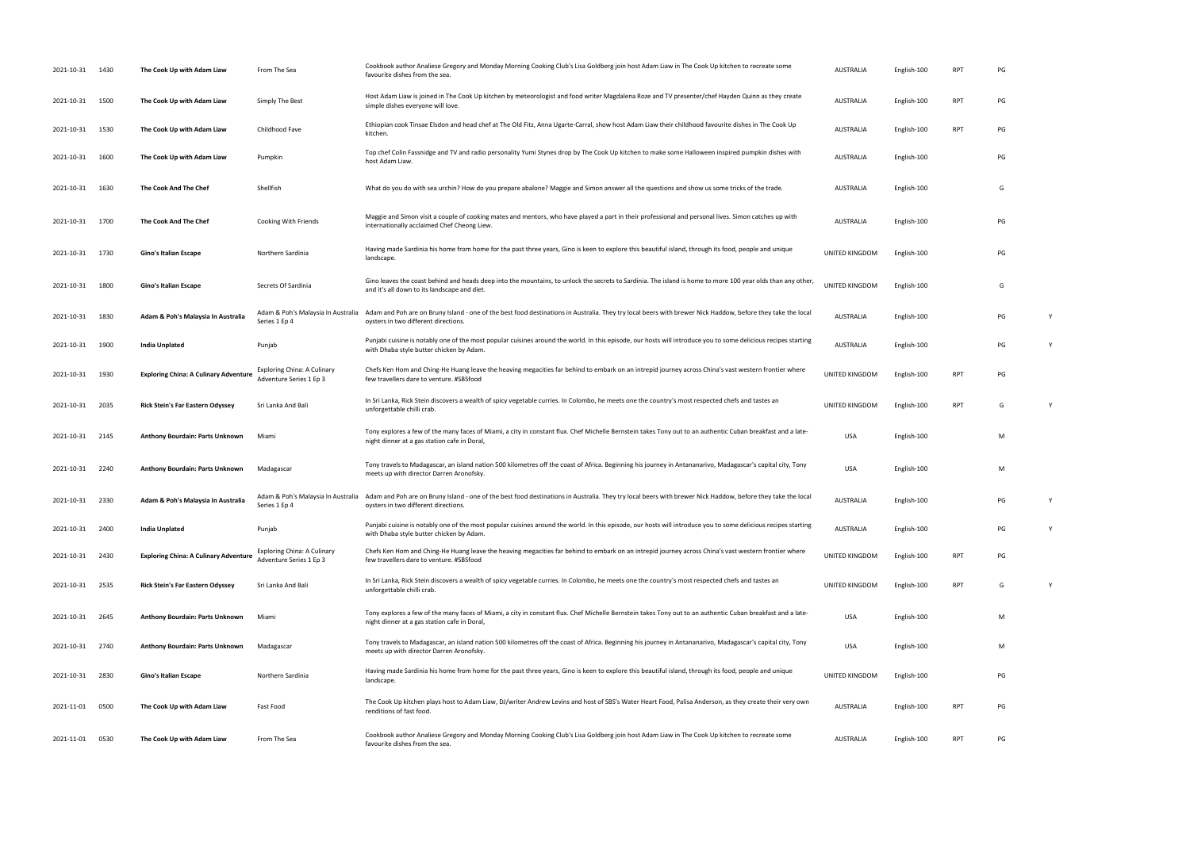| | | | | | | | | | |
|---|---|---|---|---|---|---|---|---|---|
| 2021-10-31 | 1430 | **The Cook Up with Adam Liaw** | From The Sea | Cookbook author Analiese Gregory and Monday Morning Cooking Club's Lisa Goldberg join host Adam Liaw in The Cook Up kitchen to recreate some favourite dishes from the sea. | AUSTRALIA | English-100 | RPT | PG | |
| 2021-10-31 | 1500 | **The Cook Up with Adam Liaw** | Simply The Best | Host Adam Liaw is joined in The Cook Up kitchen by meteorologist and food writer Magdalena Roze and TV presenter/chef Hayden Quinn as they create simple dishes everyone will love. | AUSTRALIA | English-100 | RPT | PG | |
| 2021-10-31 | 1530 | **The Cook Up with Adam Liaw** | Childhood Fave | Ethiopian cook Tinsae Elsdon and head chef at The Old Fitz, Anna Ugarte-Carral, show host Adam Liaw their childhood favourite dishes in The Cook Up kitchen. | AUSTRALIA | English-100 | RPT | PG | |
| 2021-10-31 | 1600 | **The Cook Up with Adam Liaw** | Pumpkin | Top chef Colin Fassnidge and TV and radio personality Yumi Stynes drop by The Cook Up kitchen to make some Halloween inspired pumpkin dishes with host Adam Liaw. | AUSTRALIA | English-100 | | PG | |
| 2021-10-31 | 1630 | **The Cook And The Chef** | Shellfish | What do you do with sea urchin? How do you prepare abalone? Maggie and Simon answer all the questions and show us some tricks of the trade. | AUSTRALIA | English-100 | | G | |
| 2021-10-31 | 1700 | **The Cook And The Chef** | Cooking With Friends | Maggie and Simon visit a couple of cooking mates and mentors, who have played a part in their professional and personal lives. Simon catches up with internationally acclaimed Chef Cheong Liew. | AUSTRALIA | English-100 | | PG | |
| 2021-10-31 | 1730 | **Gino's Italian Escape** | Northern Sardinia | Having made Sardinia his home from home for the past three years, Gino is keen to explore this beautiful island, through its food, people and unique landscape. | UNITED KINGDOM | English-100 | | PG | |
| 2021-10-31 | 1800 | **Gino's Italian Escape** | Secrets Of Sardinia | Gino leaves the coast behind and heads deep into the mountains, to unlock the secrets to Sardinia. The island is home to more 100 year olds than any other, and it's all down to its landscape and diet. | UNITED KINGDOM | English-100 | | G | |
| 2021-10-31 | 1830 | **Adam & Poh's Malaysia In Australia** | Adam & Poh's Malaysia In Australia Series 1 Ep 4 | Adam and Poh are on Bruny Island - one of the best food destinations in Australia. They try local beers with brewer Nick Haddow, before they take the local oysters in two different directions. | AUSTRALIA | English-100 | | PG | Y |
| 2021-10-31 | 1900 | **India Unplated** | Punjab | Punjabi cuisine is notably one of the most popular cuisines around the world. In this episode, our hosts will introduce you to some delicious recipes starting with Dhaba style butter chicken by Adam. | AUSTRALIA | English-100 | | PG | Y |
| 2021-10-31 | 1930 | **Exploring China: A Culinary Adventure** | Exploring China: A Culinary Adventure Series 1 Ep 3 | Chefs Ken Hom and Ching-He Huang leave the heaving megacities far behind to embark on an intrepid journey across China's vast western frontier where few travellers dare to venture. #SBSfood | UNITED KINGDOM | English-100 | RPT | PG | |
| 2021-10-31 | 2035 | **Rick Stein's Far Eastern Odyssey** | Sri Lanka And Bali | In Sri Lanka, Rick Stein discovers a wealth of spicy vegetable curries. In Colombo, he meets one the country's most respected chefs and tastes an unforgettable chilli crab. | UNITED KINGDOM | English-100 | RPT | G | Y |
| 2021-10-31 | 2145 | **Anthony Bourdain: Parts Unknown** | Miami | Tony explores a few of the many faces of Miami, a city in constant flux. Chef Michelle Bernstein takes Tony out to an authentic Cuban breakfast and a late-night dinner at a gas station cafe in Doral, | USA | English-100 | | M | |
| 2021-10-31 | 2240 | **Anthony Bourdain: Parts Unknown** | Madagascar | Tony travels to Madagascar, an island nation 500 kilometres off the coast of Africa. Beginning his journey in Antananarivo, Madagascar's capital city, Tony meets up with director Darren Aronofsky. | USA | English-100 | | M | |
| 2021-10-31 | 2330 | **Adam & Poh's Malaysia In Australia** | Adam & Poh's Malaysia In Australia Series 1 Ep 4 | Adam and Poh are on Bruny Island - one of the best food destinations in Australia. They try local beers with brewer Nick Haddow, before they take the local oysters in two different directions. | AUSTRALIA | English-100 | | PG | Y |
| 2021-10-31 | 2400 | **India Unplated** | Punjab | Punjabi cuisine is notably one of the most popular cuisines around the world. In this episode, our hosts will introduce you to some delicious recipes starting with Dhaba style butter chicken by Adam. | AUSTRALIA | English-100 | | PG | Y |
| 2021-10-31 | 2430 | **Exploring China: A Culinary Adventure** | Exploring China: A Culinary Adventure Series 1 Ep 3 | Chefs Ken Hom and Ching-He Huang leave the heaving megacities far behind to embark on an intrepid journey across China's vast western frontier where few travellers dare to venture. #SBSfood | UNITED KINGDOM | English-100 | RPT | PG | |
| 2021-10-31 | 2535 | **Rick Stein's Far Eastern Odyssey** | Sri Lanka And Bali | In Sri Lanka, Rick Stein discovers a wealth of spicy vegetable curries. In Colombo, he meets one the country's most respected chefs and tastes an unforgettable chilli crab. | UNITED KINGDOM | English-100 | RPT | G | Y |
| 2021-10-31 | 2645 | **Anthony Bourdain: Parts Unknown** | Miami | Tony explores a few of the many faces of Miami, a city in constant flux. Chef Michelle Bernstein takes Tony out to an authentic Cuban breakfast and a late-night dinner at a gas station cafe in Doral, | USA | English-100 | | M | |
| 2021-10-31 | 2740 | **Anthony Bourdain: Parts Unknown** | Madagascar | Tony travels to Madagascar, an island nation 500 kilometres off the coast of Africa. Beginning his journey in Antananarivo, Madagascar's capital city, Tony meets up with director Darren Aronofsky. | USA | English-100 | | M | |
| 2021-10-31 | 2830 | **Gino's Italian Escape** | Northern Sardinia | Having made Sardinia his home from home for the past three years, Gino is keen to explore this beautiful island, through its food, people and unique landscape. | UNITED KINGDOM | English-100 | | PG | |
| 2021-11-01 | 0500 | **The Cook Up with Adam Liaw** | Fast Food | The Cook Up kitchen plays host to Adam Liaw, DJ/writer Andrew Levins and host of SBS's Water Heart Food, Palisa Anderson, as they create their very own renditions of fast food. | AUSTRALIA | English-100 | RPT | PG | |
| 2021-11-01 | 0530 | **The Cook Up with Adam Liaw** | From The Sea | Cookbook author Analiese Gregory and Monday Morning Cooking Club's Lisa Goldberg join host Adam Liaw in The Cook Up kitchen to recreate some favourite dishes from the sea. | AUSTRALIA | English-100 | RPT | PG | |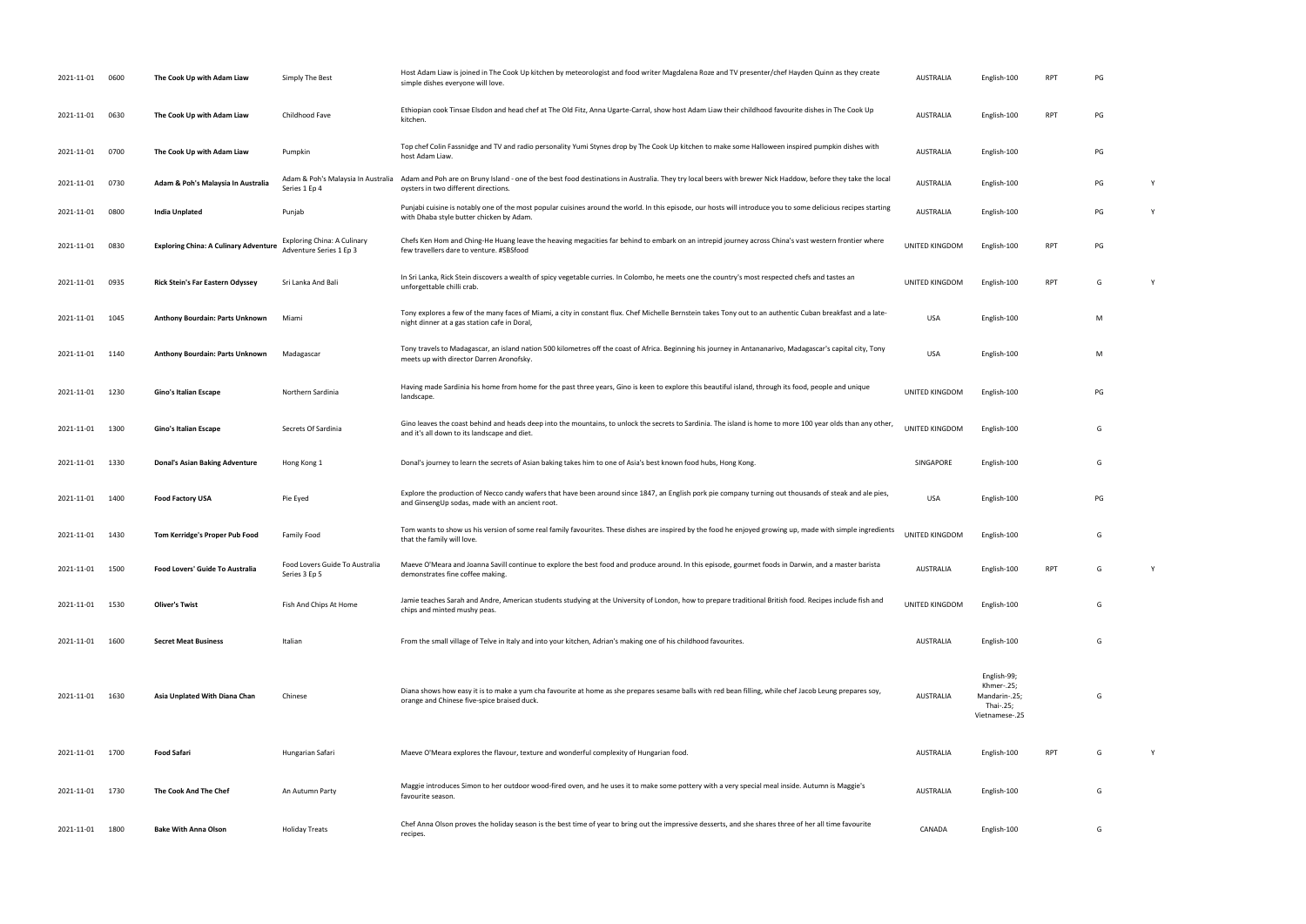| | | | | | | | | | |
|---|---|---|---|---|---|---|---|---|---|
| 2021-11-01 | 0600 | **The Cook Up with Adam Liaw** | Simply The Best | Host Adam Liaw is joined in The Cook Up kitchen by meteorologist and food writer Magdalena Roze and TV presenter/chef Hayden Quinn as they create simple dishes everyone will love. | AUSTRALIA | English-100 | RPT | PG | |
| 2021-11-01 | 0630 | **The Cook Up with Adam Liaw** | Childhood Fave | Ethiopian cook Tinsae Elsdon and head chef at The Old Fitz, Anna Ugarte-Carral, show host Adam Liaw their childhood favourite dishes in The Cook Up kitchen. | AUSTRALIA | English-100 | RPT | PG | |
| 2021-11-01 | 0700 | **The Cook Up with Adam Liaw** | Pumpkin | Top chef Colin Fassnidge and TV and radio personality Yumi Stynes drop by The Cook Up kitchen to make some Halloween inspired pumpkin dishes with host Adam Liaw. | AUSTRALIA | English-100 | | PG | |
| 2021-11-01 | 0730 | **Adam & Poh's Malaysia In Australia** | Adam & Poh's Malaysia In Australia Series 1 Ep 4 | Adam and Poh are on Bruny Island - one of the best food destinations in Australia. They try local beers with brewer Nick Haddow, before they take the local oysters in two different directions. | AUSTRALIA | English-100 | | PG | Y |
| 2021-11-01 | 0800 | **India Unplated** | Punjab | Punjabi cuisine is notably one of the most popular cuisines around the world. In this episode, our hosts will introduce you to some delicious recipes starting with Dhaba style butter chicken by Adam. | AUSTRALIA | English-100 | | PG | Y |
| 2021-11-01 | 0830 | **Exploring China: A Culinary Adventure** | Exploring China: A Culinary Adventure Series 1 Ep 3 | Chefs Ken Hom and Ching-He Huang leave the heaving megacities far behind to embark on an intrepid journey across China's vast western frontier where few travellers dare to venture. #SBSfood | UNITED KINGDOM | English-100 | RPT | PG | |
| 2021-11-01 | 0935 | **Rick Stein's Far Eastern Odyssey** | Sri Lanka And Bali | In Sri Lanka, Rick Stein discovers a wealth of spicy vegetable curries. In Colombo, he meets one the country's most respected chefs and tastes an unforgettable chilli crab. | UNITED KINGDOM | English-100 | RPT | G | Y |
| 2021-11-01 | 1045 | **Anthony Bourdain: Parts Unknown** | Miami | Tony explores a few of the many faces of Miami, a city in constant flux. Chef Michelle Bernstein takes Tony out to an authentic Cuban breakfast and a late-night dinner at a gas station cafe in Doral, | USA | English-100 | | M | |
| 2021-11-01 | 1140 | **Anthony Bourdain: Parts Unknown** | Madagascar | Tony travels to Madagascar, an island nation 500 kilometres off the coast of Africa. Beginning his journey in Antananarivo, Madagascar's capital city, Tony meets up with director Darren Aronofsky. | USA | English-100 | | M | |
| 2021-11-01 | 1230 | **Gino's Italian Escape** | Northern Sardinia | Having made Sardinia his home from home for the past three years, Gino is keen to explore this beautiful island, through its food, people and unique landscape. | UNITED KINGDOM | English-100 | | PG | |
| 2021-11-01 | 1300 | **Gino's Italian Escape** | Secrets Of Sardinia | Gino leaves the coast behind and heads deep into the mountains, to unlock the secrets to Sardinia. The island is home to more 100 year olds than any other, and it's all down to its landscape and diet. | UNITED KINGDOM | English-100 | | G | |
| 2021-11-01 | 1330 | **Donal's Asian Baking Adventure** | Hong Kong 1 | Donal's journey to learn the secrets of Asian baking takes him to one of Asia's best known food hubs, Hong Kong. | SINGAPORE | English-100 | | G | |
| 2021-11-01 | 1400 | **Food Factory USA** | Pie Eyed | Explore the production of Necco candy wafers that have been around since 1847, an English pork pie company turning out thousands of steak and ale pies, and GinsengUp sodas, made with an ancient root. | USA | English-100 | | PG | |
| 2021-11-01 | 1430 | **Tom Kerridge's Proper Pub Food** | Family Food | Tom wants to show us his version of some real family favourites. These dishes are inspired by the food he enjoyed growing up, made with simple ingredients that the family will love. | UNITED KINGDOM | English-100 | | G | |
| 2021-11-01 | 1500 | **Food Lovers' Guide To Australia** | Food Lovers Guide To Australia Series 3 Ep 5 | Maeve O'Meara and Joanna Savill continue to explore the best food and produce around. In this episode, gourmet foods in Darwin, and a master barista demonstrates fine coffee making. | AUSTRALIA | English-100 | RPT | G | Y |
| 2021-11-01 | 1530 | **Oliver's Twist** | Fish And Chips At Home | Jamie teaches Sarah and Andre, American students studying at the University of London, how to prepare traditional British food. Recipes include fish and chips and minted mushy peas. | UNITED KINGDOM | English-100 | | G | |
| 2021-11-01 | 1600 | **Secret Meat Business** | Italian | From the small village of Telve in Italy and into your kitchen, Adrian's making one of his childhood favourites. | AUSTRALIA | English-100 | | G | |
| 2021-11-01 | 1630 | **Asia Unplated With Diana Chan** | Chinese | Diana shows how easy it is to make a yum cha favourite at home as she prepares sesame balls with red bean filling, while chef Jacob Leung prepares soy, orange and Chinese five-spice braised duck. | AUSTRALIA | English-99; Khmer-.25; Mandarin-.25; Thai-.25; Vietnamese-.25 | | G | |
| 2021-11-01 | 1700 | **Food Safari** | Hungarian Safari | Maeve O'Meara explores the flavour, texture and wonderful complexity of Hungarian food. | AUSTRALIA | English-100 | RPT | G | Y |
| 2021-11-01 | 1730 | **The Cook And The Chef** | An Autumn Party | Maggie introduces Simon to her outdoor wood-fired oven, and he uses it to make some pottery with a very special meal inside. Autumn is Maggie's favourite season. | AUSTRALIA | English-100 | | G | |
| 2021-11-01 | 1800 | **Bake With Anna Olson** | Holiday Treats | Chef Anna Olson proves the holiday season is the best time of year to bring out the impressive desserts, and she shares three of her all time favourite recipes. | CANADA | English-100 | | G | |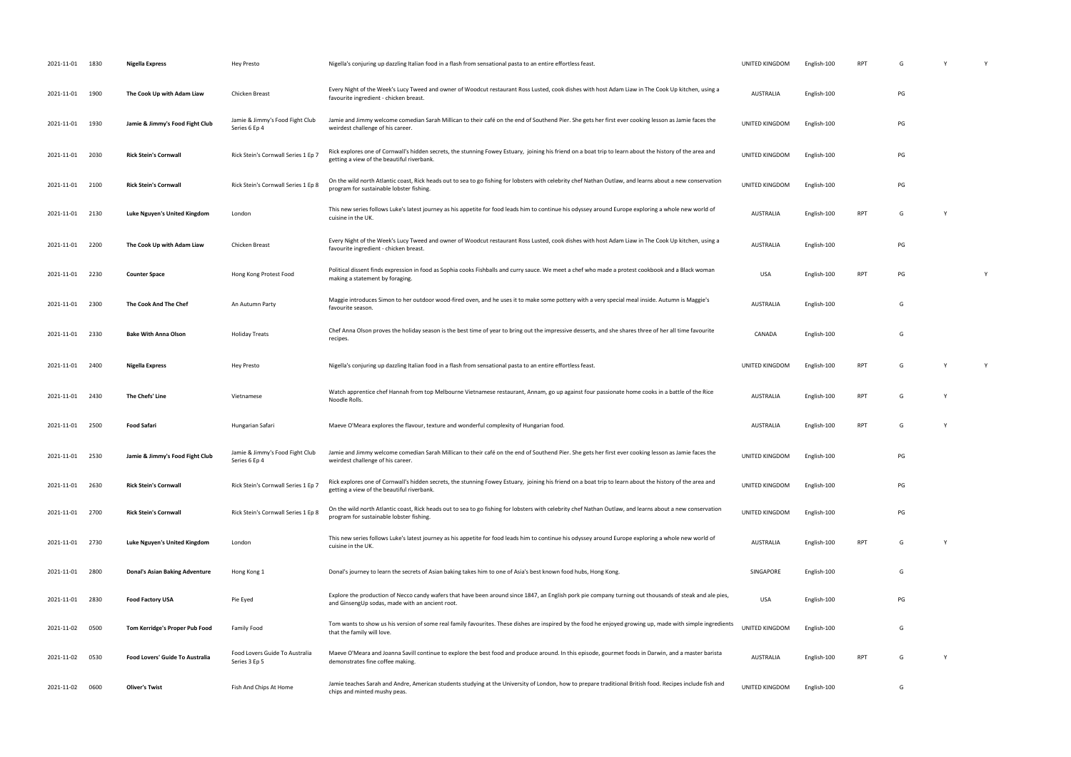| | | | | | | | | | | |
|---|---|---|---|---|---|---|---|---|---|---|
| 2021-11-01 | 1830 | **Nigella Express** | Hey Presto | Nigella's conjuring up dazzling Italian food in a flash from sensational pasta to an entire effortless feast. | UNITED KINGDOM | English-100 | RPT | G | Y | Y |
| 2021-11-01 | 1900 | **The Cook Up with Adam Liaw** | Chicken Breast | Every Night of the Week's Lucy Tweed and owner of Woodcut restaurant Ross Lusted, cook dishes with host Adam Liaw in The Cook Up kitchen, using a favourite ingredient - chicken breast. | AUSTRALIA | English-100 | | PG | | |
| 2021-11-01 | 1930 | **Jamie & Jimmy's Food Fight Club** | Jamie & Jimmy's Food Fight Club Series 6 Ep 4 | Jamie and Jimmy welcome comedian Sarah Millican to their café on the end of Southend Pier. She gets her first ever cooking lesson as Jamie faces the weirdest challenge of his career. | UNITED KINGDOM | English-100 | | PG | | |
| 2021-11-01 | 2030 | **Rick Stein's Cornwall** | Rick Stein's Cornwall Series 1 Ep 7 | Rick explores one of Cornwall's hidden secrets, the stunning Fowey Estuary, joining his friend on a boat trip to learn about the history of the area and getting a view of the beautiful riverbank. | UNITED KINGDOM | English-100 | | PG | | |
| 2021-11-01 | 2100 | **Rick Stein's Cornwall** | Rick Stein's Cornwall Series 1 Ep 8 | On the wild north Atlantic coast, Rick heads out to sea to go fishing for lobsters with celebrity chef Nathan Outlaw, and learns about a new conservation program for sustainable lobster fishing. | UNITED KINGDOM | English-100 | | PG | | |
| 2021-11-01 | 2130 | **Luke Nguyen's United Kingdom** | London | This new series follows Luke's latest journey as his appetite for food leads him to continue his odyssey around Europe exploring a whole new world of cuisine in the UK. | AUSTRALIA | English-100 | RPT | G | Y | |
| 2021-11-01 | 2200 | **The Cook Up with Adam Liaw** | Chicken Breast | Every Night of the Week's Lucy Tweed and owner of Woodcut restaurant Ross Lusted, cook dishes with host Adam Liaw in The Cook Up kitchen, using a favourite ingredient - chicken breast. | AUSTRALIA | English-100 | | PG | | |
| 2021-11-01 | 2230 | **Counter Space** | Hong Kong Protest Food | Political dissent finds expression in food as Sophia cooks Fishballs and curry sauce. We meet a chef who made a protest cookbook and a Black woman making a statement by foraging. | USA | English-100 | RPT | PG | | Y |
| 2021-11-01 | 2300 | **The Cook And The Chef** | An Autumn Party | Maggie introduces Simon to her outdoor wood-fired oven, and he uses it to make some pottery with a very special meal inside. Autumn is Maggie's favourite season. | AUSTRALIA | English-100 | | G | | |
| 2021-11-01 | 2330 | **Bake With Anna Olson** | Holiday Treats | Chef Anna Olson proves the holiday season is the best time of year to bring out the impressive desserts, and she shares three of her all time favourite recipes. | CANADA | English-100 | | G | | |
| 2021-11-01 | 2400 | **Nigella Express** | Hey Presto | Nigella's conjuring up dazzling Italian food in a flash from sensational pasta to an entire effortless feast. | UNITED KINGDOM | English-100 | RPT | G | Y | Y |
| 2021-11-01 | 2430 | **The Chefs' Line** | Vietnamese | Watch apprentice chef Hannah from top Melbourne Vietnamese restaurant, Annam, go up against four passionate home cooks in a battle of the Rice Noodle Rolls. | AUSTRALIA | English-100 | RPT | G | Y | |
| 2021-11-01 | 2500 | **Food Safari** | Hungarian Safari | Maeve O'Meara explores the flavour, texture and wonderful complexity of Hungarian food. | AUSTRALIA | English-100 | RPT | G | Y | |
| 2021-11-01 | 2530 | **Jamie & Jimmy's Food Fight Club** | Jamie & Jimmy's Food Fight Club Series 6 Ep 4 | Jamie and Jimmy welcome comedian Sarah Millican to their café on the end of Southend Pier. She gets her first ever cooking lesson as Jamie faces the weirdest challenge of his career. | UNITED KINGDOM | English-100 | | PG | | |
| 2021-11-01 | 2630 | **Rick Stein's Cornwall** | Rick Stein's Cornwall Series 1 Ep 7 | Rick explores one of Cornwall's hidden secrets, the stunning Fowey Estuary, joining his friend on a boat trip to learn about the history of the area and getting a view of the beautiful riverbank. | UNITED KINGDOM | English-100 | | PG | | |
| 2021-11-01 | 2700 | **Rick Stein's Cornwall** | Rick Stein's Cornwall Series 1 Ep 8 | On the wild north Atlantic coast, Rick heads out to sea to go fishing for lobsters with celebrity chef Nathan Outlaw, and learns about a new conservation program for sustainable lobster fishing. | UNITED KINGDOM | English-100 | | PG | | |
| 2021-11-01 | 2730 | **Luke Nguyen's United Kingdom** | London | This new series follows Luke's latest journey as his appetite for food leads him to continue his odyssey around Europe exploring a whole new world of cuisine in the UK. | AUSTRALIA | English-100 | RPT | G | Y | |
| 2021-11-01 | 2800 | **Donal's Asian Baking Adventure** | Hong Kong 1 | Donal's journey to learn the secrets of Asian baking takes him to one of Asia's best known food hubs, Hong Kong. | SINGAPORE | English-100 | | G | | |
| 2021-11-01 | 2830 | **Food Factory USA** | Pie Eyed | Explore the production of Necco candy wafers that have been around since 1847, an English pork pie company turning out thousands of steak and ale pies, and GinsengUp sodas, made with an ancient root. | USA | English-100 | | PG | | |
| 2021-11-02 | 0500 | **Tom Kerridge's Proper Pub Food** | Family Food | Tom wants to show us his version of some real family favourites. These dishes are inspired by the food he enjoyed growing up, made with simple ingredients that the family will love. | UNITED KINGDOM | English-100 | | G | | |
| 2021-11-02 | 0530 | **Food Lovers' Guide To Australia** | Food Lovers Guide To Australia Series 3 Ep 5 | Maeve O'Meara and Joanna Savill continue to explore the best food and produce around. In this episode, gourmet foods in Darwin, and a master barista demonstrates fine coffee making. | AUSTRALIA | English-100 | RPT | G | Y | |
| 2021-11-02 | 0600 | **Oliver's Twist** | Fish And Chips At Home | Jamie teaches Sarah and Andre, American students studying at the University of London, how to prepare traditional British food. Recipes include fish and chips and minted mushy peas. | UNITED KINGDOM | English-100 | | G | | |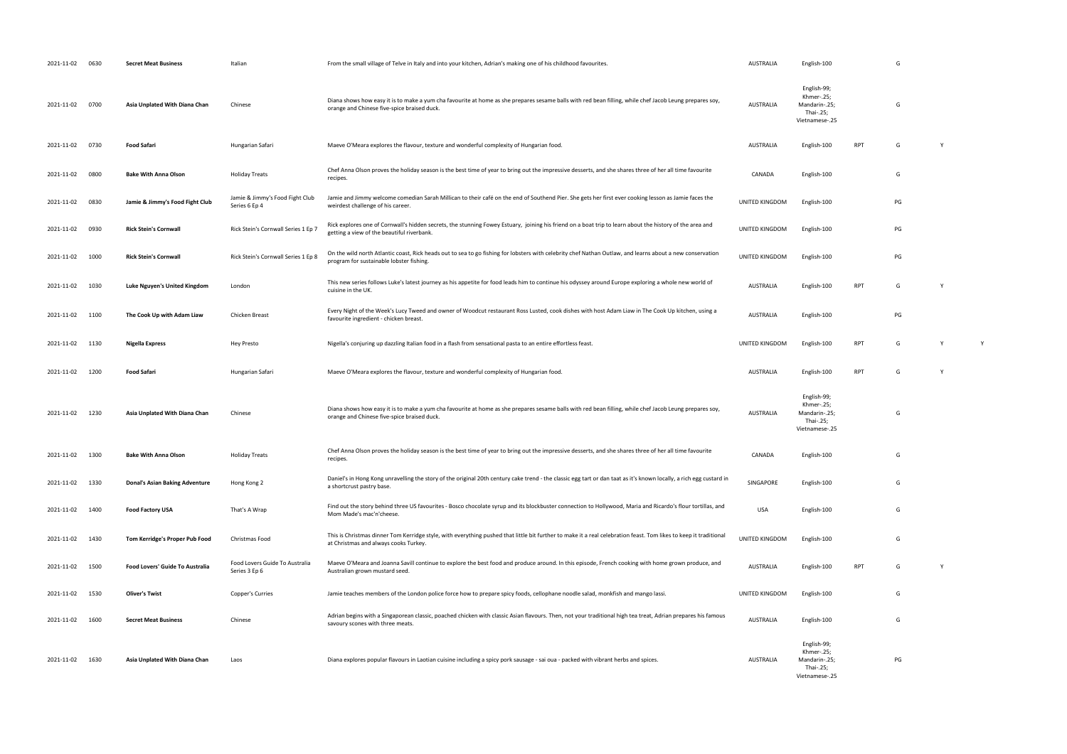| | | | | | | | | | | |
|---|---|---|---|---|---|---|---|---|---|---|
| 2021-11-02 | 0630 | **Secret Meat Business** | Italian | From the small village of Telve in Italy and into your kitchen, Adrian's making one of his childhood favourites. | AUSTRALIA | English-100 | | G | | |
| 2021-11-02 | 0700 | **Asia Unplated With Diana Chan** | Chinese | Diana shows how easy it is to make a yum cha favourite at home as she prepares sesame balls with red bean filling, while chef Jacob Leung prepares soy, orange and Chinese five-spice braised duck. | AUSTRALIA | English-99; Khmer-.25; Mandarin-.25; Thai-.25; Vietnamese-.25 | | G | | |
| 2021-11-02 | 0730 | **Food Safari** | Hungarian Safari | Maeve O'Meara explores the flavour, texture and wonderful complexity of Hungarian food. | AUSTRALIA | English-100 | RPT | G | Y | |
| 2021-11-02 | 0800 | **Bake With Anna Olson** | Holiday Treats | Chef Anna Olson proves the holiday season is the best time of year to bring out the impressive desserts, and she shares three of her all time favourite recipes. | CANADA | English-100 | | G | | |
| 2021-11-02 | 0830 | **Jamie & Jimmy's Food Fight Club** | Jamie & Jimmy's Food Fight Club Series 6 Ep 4 | Jamie and Jimmy welcome comedian Sarah Millican to their café on the end of Southend Pier. She gets her first ever cooking lesson as Jamie faces the weirdest challenge of his career. | UNITED KINGDOM | English-100 | | PG | | |
| 2021-11-02 | 0930 | **Rick Stein's Cornwall** | Rick Stein's Cornwall Series 1 Ep 7 | Rick explores one of Cornwall's hidden secrets, the stunning Fowey Estuary, joining his friend on a boat trip to learn about the history of the area and getting a view of the beautiful riverbank. | UNITED KINGDOM | English-100 | | PG | | |
| 2021-11-02 | 1000 | **Rick Stein's Cornwall** | Rick Stein's Cornwall Series 1 Ep 8 | On the wild north Atlantic coast, Rick heads out to sea to go fishing for lobsters with celebrity chef Nathan Outlaw, and learns about a new conservation program for sustainable lobster fishing. | UNITED KINGDOM | English-100 | | PG | | |
| 2021-11-02 | 1030 | **Luke Nguyen's United Kingdom** | London | This new series follows Luke's latest journey as his appetite for food leads him to continue his odyssey around Europe exploring a whole new world of cuisine in the UK. | AUSTRALIA | English-100 | RPT | G | Y | |
| 2021-11-02 | 1100 | **The Cook Up with Adam Liaw** | Chicken Breast | Every Night of the Week's Lucy Tweed and owner of Woodcut restaurant Ross Lusted, cook dishes with host Adam Liaw in The Cook Up kitchen, using a favourite ingredient - chicken breast. | AUSTRALIA | English-100 | | PG | | |
| 2021-11-02 | 1130 | **Nigella Express** | Hey Presto | Nigella's conjuring up dazzling Italian food in a flash from sensational pasta to an entire effortless feast. | UNITED KINGDOM | English-100 | RPT | G | Y | Y |
| 2021-11-02 | 1200 | **Food Safari** | Hungarian Safari | Maeve O'Meara explores the flavour, texture and wonderful complexity of Hungarian food. | AUSTRALIA | English-100 | RPT | G | Y | |
| 2021-11-02 | 1230 | **Asia Unplated With Diana Chan** | Chinese | Diana shows how easy it is to make a yum cha favourite at home as she prepares sesame balls with red bean filling, while chef Jacob Leung prepares soy, orange and Chinese five-spice braised duck. | AUSTRALIA | English-99; Khmer-.25; Mandarin-.25; Thai-.25; Vietnamese-.25 | | G | | |
| 2021-11-02 | 1300 | **Bake With Anna Olson** | Holiday Treats | Chef Anna Olson proves the holiday season is the best time of year to bring out the impressive desserts, and she shares three of her all time favourite recipes. | CANADA | English-100 | | G | | |
| 2021-11-02 | 1330 | **Donal's Asian Baking Adventure** | Hong Kong 2 | Daniel's in Hong Kong unravelling the story of the original 20th century cake trend - the classic egg tart or dan taat as it's known locally, a rich egg custard in a shortcrust pastry base. | SINGAPORE | English-100 | | G | | |
| 2021-11-02 | 1400 | **Food Factory USA** | That's A Wrap | Find out the story behind three US favourites - Bosco chocolate syrup and its blockbuster connection to Hollywood, Maria and Ricardo's flour tortillas, and Mom Made's mac'n'cheese. | USA | English-100 | | G | | |
| 2021-11-02 | 1430 | **Tom Kerridge's Proper Pub Food** | Christmas Food | This is Christmas dinner Tom Kerridge style, with everything pushed that little bit further to make it a real celebration feast. Tom likes to keep it traditional at Christmas and always cooks Turkey. | UNITED KINGDOM | English-100 | | G | | |
| 2021-11-02 | 1500 | **Food Lovers' Guide To Australia** | Food Lovers Guide To Australia Series 3 Ep 6 | Maeve O'Meara and Joanna Savill continue to explore the best food and produce around. In this episode, French cooking with home grown produce, and Australian grown mustard seed. | AUSTRALIA | English-100 | RPT | G | Y | |
| 2021-11-02 | 1530 | **Oliver's Twist** | Copper's Curries | Jamie teaches members of the London police force how to prepare spicy foods, cellophane noodle salad, monkfish and mango lassi. | UNITED KINGDOM | English-100 | | G | | |
| 2021-11-02 | 1600 | **Secret Meat Business** | Chinese | Adrian begins with a Singaporean classic, poached chicken with classic Asian flavours. Then, not your traditional high tea treat, Adrian prepares his famous savoury scones with three meats. | AUSTRALIA | English-100 | | G | | |
| 2021-11-02 | 1630 | **Asia Unplated With Diana Chan** | Laos | Diana explores popular flavours in Laotian cuisine including a spicy pork sausage - sai oua - packed with vibrant herbs and spices. | AUSTRALIA | English-99; Khmer-.25; Mandarin-.25; Thai-.25; Vietnamese-.25 | | PG | | |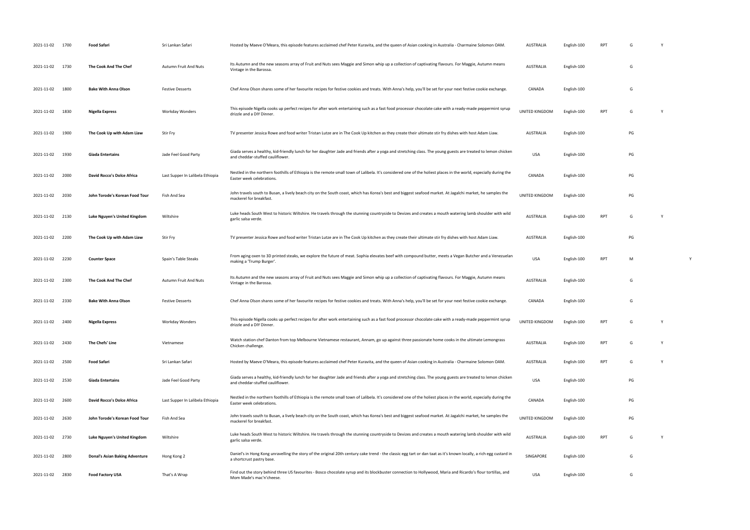| | | | | | | | | | | |
|---|---|---|---|---|---|---|---|---|---|---|
| 2021-11-02 | 1700 | **Food Safari** | Sri Lankan Safari | Hosted by Maeve O'Meara, this episode features acclaimed chef Peter Kuravita, and the queen of Asian cooking in Australia - Charmaine Solomon OAM. | AUSTRALIA | English-100 | RPT | G | Y | |
| 2021-11-02 | 1730 | **The Cook And The Chef** | Autumn Fruit And Nuts | Its Autumn and the new seasons array of Fruit and Nuts sees Maggie and Simon whip up a collection of captivating flavours. For Maggie, Autumn means Vintage in the Barossa. | AUSTRALIA | English-100 | | G | | |
| 2021-11-02 | 1800 | **Bake With Anna Olson** | Festive Desserts | Chef Anna Olson shares some of her favourite recipes for festive cookies and treats. With Anna's help, you'll be set for your next festive cookie exchange. | CANADA | English-100 | | G | | |
| 2021-11-02 | 1830 | **Nigella Express** | Workday Wonders | This episode Nigella cooks up perfect recipes for after work entertaining such as a fast food processor chocolate cake with a ready-made peppermint syrup drizzle and a DIY Dinner. | UNITED KINGDOM | English-100 | RPT | G | Y | |
| 2021-11-02 | 1900 | **The Cook Up with Adam Liaw** | Stir Fry | TV presenter Jessica Rowe and food writer Tristan Lutze are in The Cook Up kitchen as they create their ultimate stir fry dishes with host Adam Liaw. | AUSTRALIA | English-100 | | PG | | |
| 2021-11-02 | 1930 | **Giada Entertains** | Jade Feel Good Party | Giada serves a healthy, kid-friendly lunch for her daughter Jade and friends after a yoga and stretching class. The young guests are treated to lemon chicken and cheddar-stuffed cauliflower. | USA | English-100 | | PG | | |
| 2021-11-02 | 2000 | **David Rocco's Dolce Africa** | Last Supper In Lalibela Ethiopia | Nestled in the northern foothills of Ethiopia is the remote small town of Lalibela. It's considered one of the holiest places in the world, especially during the Easter week celebrations. | CANADA | English-100 | | PG | | |
| 2021-11-02 | 2030 | **John Torode's Korean Food Tour** | Fish And Sea | John travels south to Busan, a lively beach city on the South coast, which has Korea's best and biggest seafood market. At Jagalchi market, he samples the mackerel for breakfast. | UNITED KINGDOM | English-100 | | PG | | |
| 2021-11-02 | 2130 | **Luke Nguyen's United Kingdom** | Wiltshire | Luke heads South West to historic Wiltshire. He travels through the stunning countryside to Devizes and creates a mouth watering lamb shoulder with wild garlic salsa verde. | AUSTRALIA | English-100 | RPT | G | Y | |
| 2021-11-02 | 2200 | **The Cook Up with Adam Liaw** | Stir Fry | TV presenter Jessica Rowe and food writer Tristan Lutze are in The Cook Up kitchen as they create their ultimate stir fry dishes with host Adam Liaw. | AUSTRALIA | English-100 | | PG | | |
| 2021-11-02 | 2230 | **Counter Space** | Spain's Table Steaks | From aging oxen to 3D printed steaks, we explore the future of meat. Sophia elevates beef with compound butter, meets a Vegan Butcher and a Venezuelan making a 'Trump Burger'. | USA | English-100 | RPT | M | | Y |
| 2021-11-02 | 2300 | **The Cook And The Chef** | Autumn Fruit And Nuts | Its Autumn and the new seasons array of Fruit and Nuts sees Maggie and Simon whip up a collection of captivating flavours. For Maggie, Autumn means Vintage in the Barossa. | AUSTRALIA | English-100 | | G | | |
| 2021-11-02 | 2330 | **Bake With Anna Olson** | Festive Desserts | Chef Anna Olson shares some of her favourite recipes for festive cookies and treats. With Anna's help, you'll be set for your next festive cookie exchange. | CANADA | English-100 | | G | | |
| 2021-11-02 | 2400 | **Nigella Express** | Workday Wonders | This episode Nigella cooks up perfect recipes for after work entertaining such as a fast food processor chocolate cake with a ready-made peppermint syrup drizzle and a DIY Dinner. | UNITED KINGDOM | English-100 | RPT | G | Y | |
| 2021-11-02 | 2430 | **The Chefs' Line** | Vietnamese | Watch station chef Danton from top Melbourne Vietnamese restaurant, Annam, go up against three passionate home cooks in the ultimate Lemongrass Chicken challenge. | AUSTRALIA | English-100 | RPT | G | Y | |
| 2021-11-02 | 2500 | **Food Safari** | Sri Lankan Safari | Hosted by Maeve O'Meara, this episode features acclaimed chef Peter Kuravita, and the queen of Asian cooking in Australia - Charmaine Solomon OAM. | AUSTRALIA | English-100 | RPT | G | Y | |
| 2021-11-02 | 2530 | **Giada Entertains** | Jade Feel Good Party | Giada serves a healthy, kid-friendly lunch for her daughter Jade and friends after a yoga and stretching class. The young guests are treated to lemon chicken and cheddar-stuffed cauliflower. | USA | English-100 | | PG | | |
| 2021-11-02 | 2600 | **David Rocco's Dolce Africa** | Last Supper In Lalibela Ethiopia | Nestled in the northern foothills of Ethiopia is the remote small town of Lalibela. It's considered one of the holiest places in the world, especially during the Easter week celebrations. | CANADA | English-100 | | PG | | |
| 2021-11-02 | 2630 | **John Torode's Korean Food Tour** | Fish And Sea | John travels south to Busan, a lively beach city on the South coast, which has Korea's best and biggest seafood market. At Jagalchi market, he samples the mackerel for breakfast. | UNITED KINGDOM | English-100 | | PG | | |
| 2021-11-02 | 2730 | **Luke Nguyen's United Kingdom** | Wiltshire | Luke heads South West to historic Wiltshire. He travels through the stunning countryside to Devizes and creates a mouth watering lamb shoulder with wild garlic salsa verde. | AUSTRALIA | English-100 | RPT | G | Y | |
| 2021-11-02 | 2800 | **Donal's Asian Baking Adventure** | Hong Kong 2 | Daniel's in Hong Kong unravelling the story of the original 20th century cake trend - the classic egg tart or dan taat as it's known locally, a rich egg custard in a shortcrust pastry base. | SINGAPORE | English-100 | | G | | |
| 2021-11-02 | 2830 | **Food Factory USA** | That's A Wrap | Find out the story behind three US favourites - Bosco chocolate syrup and its blockbuster connection to Hollywood, Maria and Ricardo's flour tortillas, and Mom Made's mac'n'cheese. | USA | English-100 | | G | | |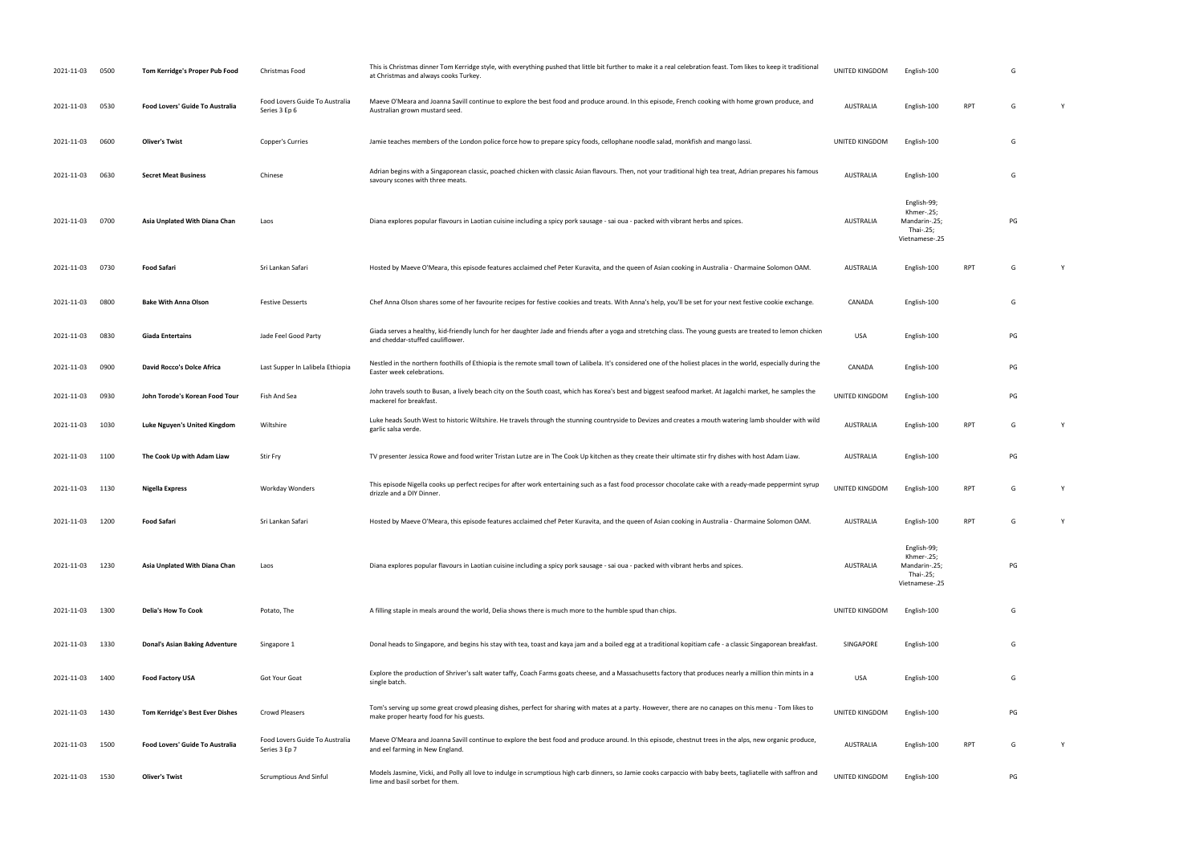| | | | | | | | | | |
|---|---|---|---|---|---|---|---|---|---|
| 2021-11-03 | 0500 | **Tom Kerridge's Proper Pub Food** | Christmas Food | This is Christmas dinner Tom Kerridge style, with everything pushed that little bit further to make it a real celebration feast. Tom likes to keep it traditional at Christmas and always cooks Turkey. | UNITED KINGDOM | English-100 | | G | |
| 2021-11-03 | 0530 | **Food Lovers' Guide To Australia** | Food Lovers Guide To Australia Series 3 Ep 6 | Maeve O'Meara and Joanna Savill continue to explore the best food and produce around. In this episode, French cooking with home grown produce, and Australian grown mustard seed. | AUSTRALIA | English-100 | RPT | G | Y |
| 2021-11-03 | 0600 | **Oliver's Twist** | Copper's Curries | Jamie teaches members of the London police force how to prepare spicy foods, cellophane noodle salad, monkfish and mango lassi. | UNITED KINGDOM | English-100 | | G | |
| 2021-11-03 | 0630 | **Secret Meat Business** | Chinese | Adrian begins with a Singaporean classic, poached chicken with classic Asian flavours. Then, not your traditional high tea treat, Adrian prepares his famous savoury scones with three meats. | AUSTRALIA | English-100 | | G | |
| 2021-11-03 | 0700 | **Asia Unplated With Diana Chan** | Laos | Diana explores popular flavours in Laotian cuisine including a spicy pork sausage - sai oua - packed with vibrant herbs and spices. | AUSTRALIA | English-99; Khmer-.25; Mandarin-.25; Thai-.25; Vietnamese-.25 | | PG | |
| 2021-11-03 | 0730 | **Food Safari** | Sri Lankan Safari | Hosted by Maeve O'Meara, this episode features acclaimed chef Peter Kuravita, and the queen of Asian cooking in Australia - Charmaine Solomon OAM. | AUSTRALIA | English-100 | RPT | G | Y |
| 2021-11-03 | 0800 | **Bake With Anna Olson** | Festive Desserts | Chef Anna Olson shares some of her favourite recipes for festive cookies and treats. With Anna's help, you'll be set for your next festive cookie exchange. | CANADA | English-100 | | G | |
| 2021-11-03 | 0830 | **Giada Entertains** | Jade Feel Good Party | Giada serves a healthy, kid-friendly lunch for her daughter Jade and friends after a yoga and stretching class. The young guests are treated to lemon chicken and cheddar-stuffed cauliflower. | USA | English-100 | | PG | |
| 2021-11-03 | 0900 | **David Rocco's Dolce Africa** | Last Supper In Lalibela Ethiopia | Nestled in the northern foothills of Ethiopia is the remote small town of Lalibela. It's considered one of the holiest places in the world, especially during the Easter week celebrations. | CANADA | English-100 | | PG | |
| 2021-11-03 | 0930 | **John Torode's Korean Food Tour** | Fish And Sea | John travels south to Busan, a lively beach city on the South coast, which has Korea's best and biggest seafood market. At Jagalchi market, he samples the mackerel for breakfast. | UNITED KINGDOM | English-100 | | PG | |
| 2021-11-03 | 1030 | **Luke Nguyen's United Kingdom** | Wiltshire | Luke heads South West to historic Wiltshire. He travels through the stunning countryside to Devizes and creates a mouth watering lamb shoulder with wild garlic salsa verde. | AUSTRALIA | English-100 | RPT | G | Y |
| 2021-11-03 | 1100 | **The Cook Up with Adam Liaw** | Stir Fry | TV presenter Jessica Rowe and food writer Tristan Lutze are in The Cook Up kitchen as they create their ultimate stir fry dishes with host Adam Liaw. | AUSTRALIA | English-100 | | PG | |
| 2021-11-03 | 1130 | **Nigella Express** | Workday Wonders | This episode Nigella cooks up perfect recipes for after work entertaining such as a fast food processor chocolate cake with a ready-made peppermint syrup drizzle and a DIY Dinner. | UNITED KINGDOM | English-100 | RPT | G | Y |
| 2021-11-03 | 1200 | **Food Safari** | Sri Lankan Safari | Hosted by Maeve O'Meara, this episode features acclaimed chef Peter Kuravita, and the queen of Asian cooking in Australia - Charmaine Solomon OAM. | AUSTRALIA | English-100 | RPT | G | Y |
| 2021-11-03 | 1230 | **Asia Unplated With Diana Chan** | Laos | Diana explores popular flavours in Laotian cuisine including a spicy pork sausage - sai oua - packed with vibrant herbs and spices. | AUSTRALIA | English-99; Khmer-.25; Mandarin-.25; Thai-.25; Vietnamese-.25 | | PG | |
| 2021-11-03 | 1300 | **Delia's How To Cook** | Potato, The | A filling staple in meals around the world, Delia shows there is much more to the humble spud than chips. | UNITED KINGDOM | English-100 | | G | |
| 2021-11-03 | 1330 | **Donal's Asian Baking Adventure** | Singapore 1 | Donal heads to Singapore, and begins his stay with tea, toast and kaya jam and a boiled egg at a traditional kopitiam cafe - a classic Singaporean breakfast. | SINGAPORE | English-100 | | G | |
| 2021-11-03 | 1400 | **Food Factory USA** | Got Your Goat | Explore the production of Shriver's salt water taffy, Coach Farms goats cheese, and a Massachusetts factory that produces nearly a million thin mints in a single batch. | USA | English-100 | | G | |
| 2021-11-03 | 1430 | **Tom Kerridge's Best Ever Dishes** | Crowd Pleasers | Tom's serving up some great crowd pleasing dishes, perfect for sharing with mates at a party. However, there are no canapes on this menu - Tom likes to make proper hearty food for his guests. | UNITED KINGDOM | English-100 | | PG | |
| 2021-11-03 | 1500 | **Food Lovers' Guide To Australia** | Food Lovers Guide To Australia Series 3 Ep 7 | Maeve O'Meara and Joanna Savill continue to explore the best food and produce around. In this episode, chestnut trees in the alps, new organic produce, and eel farming in New England. | AUSTRALIA | English-100 | RPT | G | Y |
| 2021-11-03 | 1530 | **Oliver's Twist** | Scrumptious And Sinful | Models Jasmine, Vicki, and Polly all love to indulge in scrumptious high carb dinners, so Jamie cooks carpaccio with baby beets, tagliatelle with saffron and lime and basil sorbet for them. | UNITED KINGDOM | English-100 | | PG | |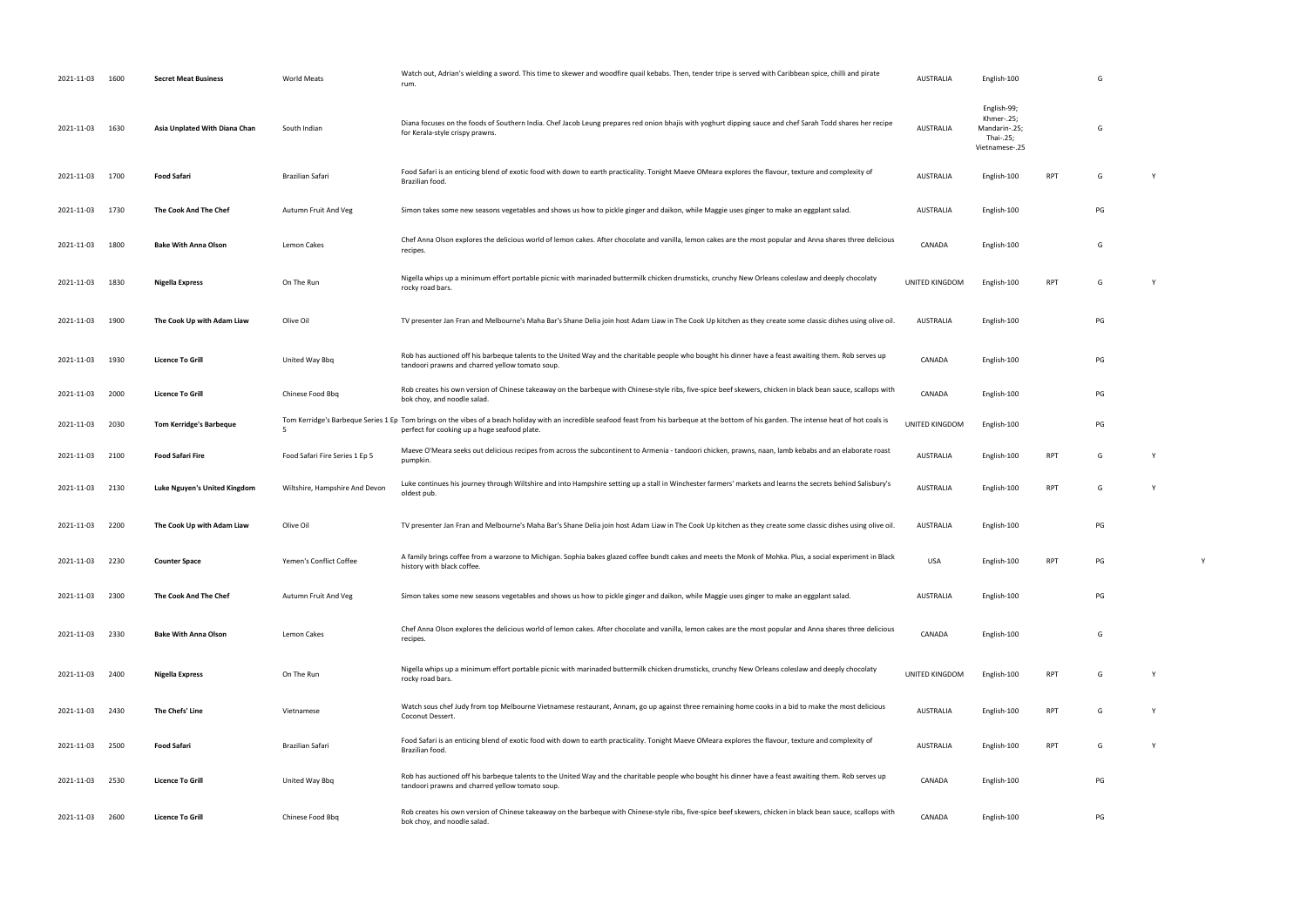| | | | | | | | | | | |
|---|---|---|---|---|---|---|---|---|---|---|
| 2021-11-03 | 1600 | **Secret Meat Business** | World Meats | Watch out, Adrian's wielding a sword. This time to skewer and woodfire quail kebabs. Then, tender tripe is served with Caribbean spice, chilli and pirate rum. | AUSTRALIA | English-100 | | G | | |
| 2021-11-03 | 1630 | **Asia Unplated With Diana Chan** | South Indian | Diana focuses on the foods of Southern India. Chef Jacob Leung prepares red onion bhajis with yoghurt dipping sauce and chef Sarah Todd shares her recipe for Kerala-style crispy prawns. | AUSTRALIA | English-99; Khmer-.25; Mandarin-.25; Thai-.25; Vietnamese-.25 | | G | | |
| 2021-11-03 | 1700 | **Food Safari** | Brazilian Safari | Food Safari is an enticing blend of exotic food with down to earth practicality. Tonight Maeve OMeara explores the flavour, texture and complexity of Brazilian food. | AUSTRALIA | English-100 | RPT | G | Y | |
| 2021-11-03 | 1730 | **The Cook And The Chef** | Autumn Fruit And Veg | Simon takes some new seasons vegetables and shows us how to pickle ginger and daikon, while Maggie uses ginger to make an eggplant salad. | AUSTRALIA | English-100 | | PG | | |
| 2021-11-03 | 1800 | **Bake With Anna Olson** | Lemon Cakes | Chef Anna Olson explores the delicious world of lemon cakes. After chocolate and vanilla, lemon cakes are the most popular and Anna shares three delicious recipes. | CANADA | English-100 | | G | | |
| 2021-11-03 | 1830 | **Nigella Express** | On The Run | Nigella whips up a minimum effort portable picnic with marinaded buttermilk chicken drumsticks, crunchy New Orleans coleslaw and deeply chocolaty rocky road bars. | UNITED KINGDOM | English-100 | RPT | G | Y | |
| 2021-11-03 | 1900 | **The Cook Up with Adam Liaw** | Olive Oil | TV presenter Jan Fran and Melbourne's Maha Bar's Shane Delia join host Adam Liaw in The Cook Up kitchen as they create some classic dishes using olive oil. | AUSTRALIA | English-100 | | PG | | |
| 2021-11-03 | 1930 | **Licence To Grill** | United Way Bbq | Rob has auctioned off his barbeque talents to the United Way and the charitable people who bought his dinner have a feast awaiting them. Rob serves up tandoori prawns and charred yellow tomato soup. | CANADA | English-100 | | PG | | |
| 2021-11-03 | 2000 | **Licence To Grill** | Chinese Food Bbq | Rob creates his own version of Chinese takeaway on the barbeque with Chinese-style ribs, five-spice beef skewers, chicken in black bean sauce, scallops with bok choy, and noodle salad. | CANADA | English-100 | | PG | | |
| 2021-11-03 | 2030 | **Tom Kerridge's Barbeque** | 5 | Tom Kerridge's Barbeque Series 1 Ep Tom brings on the vibes of a beach holiday with an incredible seafood feast from his barbeque at the bottom of his garden. The intense heat of hot coals is perfect for cooking up a huge seafood plate. | UNITED KINGDOM | English-100 | | PG | | |
| 2021-11-03 | 2100 | **Food Safari Fire** | Food Safari Fire Series 1 Ep 5 | Maeve O'Meara seeks out delicious recipes from across the subcontinent to Armenia - tandoori chicken, prawns, naan, lamb kebabs and an elaborate roast pumpkin. | AUSTRALIA | English-100 | RPT | G | Y | |
| 2021-11-03 | 2130 | **Luke Nguyen's United Kingdom** | Wiltshire, Hampshire And Devon | Luke continues his journey through Wiltshire and into Hampshire setting up a stall in Winchester farmers' markets and learns the secrets behind Salisbury's oldest pub. | AUSTRALIA | English-100 | RPT | G | Y | |
| 2021-11-03 | 2200 | **The Cook Up with Adam Liaw** | Olive Oil | TV presenter Jan Fran and Melbourne's Maha Bar's Shane Delia join host Adam Liaw in The Cook Up kitchen as they create some classic dishes using olive oil. | AUSTRALIA | English-100 | | PG | | |
| 2021-11-03 | 2230 | **Counter Space** | Yemen's Conflict Coffee | A family brings coffee from a warzone to Michigan. Sophia bakes glazed coffee bundt cakes and meets the Monk of Mohka. Plus, a social experiment in Black history with black coffee. | USA | English-100 | RPT | PG | | Y |
| 2021-11-03 | 2300 | **The Cook And The Chef** | Autumn Fruit And Veg | Simon takes some new seasons vegetables and shows us how to pickle ginger and daikon, while Maggie uses ginger to make an eggplant salad. | AUSTRALIA | English-100 | | PG | | |
| 2021-11-03 | 2330 | **Bake With Anna Olson** | Lemon Cakes | Chef Anna Olson explores the delicious world of lemon cakes. After chocolate and vanilla, lemon cakes are the most popular and Anna shares three delicious recipes. | CANADA | English-100 | | G | | |
| 2021-11-03 | 2400 | **Nigella Express** | On The Run | Nigella whips up a minimum effort portable picnic with marinaded buttermilk chicken drumsticks, crunchy New Orleans coleslaw and deeply chocolaty rocky road bars. | UNITED KINGDOM | English-100 | RPT | G | Y | |
| 2021-11-03 | 2430 | **The Chefs' Line** | Vietnamese | Watch sous chef Judy from top Melbourne Vietnamese restaurant, Annam, go up against three remaining home cooks in a bid to make the most delicious Coconut Dessert. | AUSTRALIA | English-100 | RPT | G | Y | |
| 2021-11-03 | 2500 | **Food Safari** | Brazilian Safari | Food Safari is an enticing blend of exotic food with down to earth practicality. Tonight Maeve OMeara explores the flavour, texture and complexity of Brazilian food. | AUSTRALIA | English-100 | RPT | G | Y | |
| 2021-11-03 | 2530 | **Licence To Grill** | United Way Bbq | Rob has auctioned off his barbeque talents to the United Way and the charitable people who bought his dinner have a feast awaiting them. Rob serves up tandoori prawns and charred yellow tomato soup. | CANADA | English-100 | | PG | | |
| 2021-11-03 | 2600 | **Licence To Grill** | Chinese Food Bbq | Rob creates his own version of Chinese takeaway on the barbeque with Chinese-style ribs, five-spice beef skewers, chicken in black bean sauce, scallops with bok choy, and noodle salad. | CANADA | English-100 | | PG | | |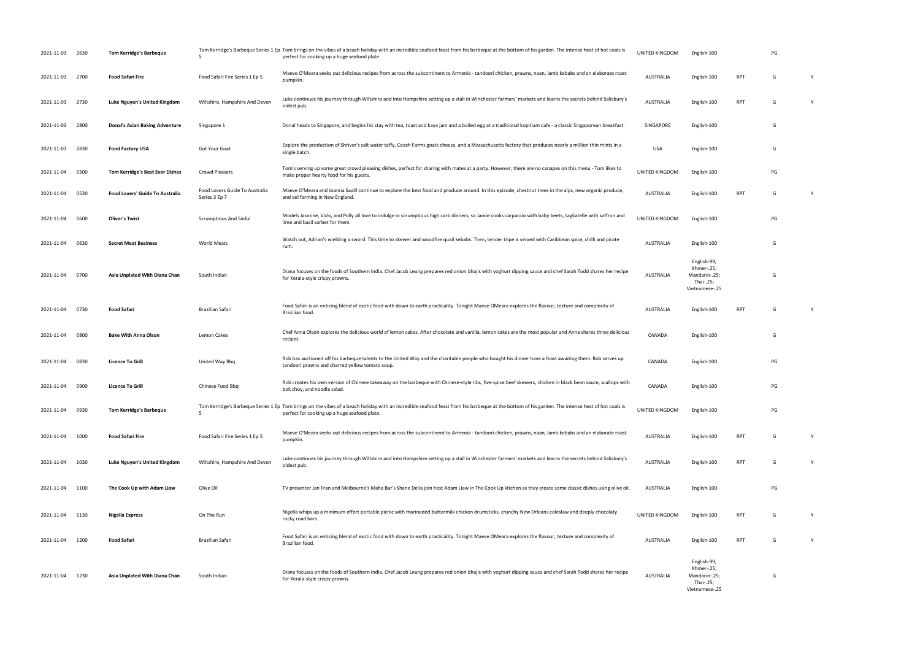| | | | | | | | | | |
|---|---|---|---|---|---|---|---|---|---|
| 2021-11-03 | 2630 | **Tom Kerridge's Barbeque** | Tom Kerridge's Barbeque Series 1 Ep 5 | Tom brings on the vibes of a beach holiday with an incredible seafood feast from his barbeque at the bottom of his garden. The intense heat of hot coals is perfect for cooking up a huge seafood plate. | UNITED KINGDOM | English-100 | | PG | |
| 2021-11-03 | 2700 | **Food Safari Fire** | Food Safari Fire Series 1 Ep 5 | Maeve O'Meara seeks out delicious recipes from across the subcontinent to Armenia - tandoori chicken, prawns, naan, lamb kebabs and an elaborate roast pumpkin. | AUSTRALIA | English-100 | RPT | G | Y |
| 2021-11-03 | 2730 | **Luke Nguyen's United Kingdom** | Wiltshire, Hampshire And Devon | Luke continues his journey through Wiltshire and into Hampshire setting up a stall in Winchester farmers' markets and learns the secrets behind Salisbury's oldest pub. | AUSTRALIA | English-100 | RPT | G | Y |
| 2021-11-03 | 2800 | **Donal's Asian Baking Adventure** | Singapore 1 | Donal heads to Singapore, and begins his stay with tea, toast and kaya jam and a boiled egg at a traditional kopitiam cafe - a classic Singaporean breakfast. | SINGAPORE | English-100 | | G | |
| 2021-11-03 | 2830 | **Food Factory USA** | Got Your Goat | Explore the production of Shriver's salt water taffy, Coach Farms goats cheese, and a Massachusetts factory that produces nearly a million thin mints in a single batch. | USA | English-100 | | G | |
| 2021-11-04 | 0500 | **Tom Kerridge's Best Ever Dishes** | Crowd Pleasers | Tom's serving up some great crowd pleasing dishes, perfect for sharing with mates at a party. However, there are no canapes on this menu - Tom likes to make proper hearty food for his guests. | UNITED KINGDOM | English-100 | | PG | |
| 2021-11-04 | 0530 | **Food Lovers' Guide To Australia** | Food Lovers Guide To Australia Series 3 Ep 7 | Maeve O'Meara and Joanna Savill continue to explore the best food and produce around. In this episode, chestnut trees in the alps, new organic produce, and eel farming in New England. | AUSTRALIA | English-100 | RPT | G | Y |
| 2021-11-04 | 0600 | **Oliver's Twist** | Scrumptious And Sinful | Models Jasmine, Vicki, and Polly all love to indulge in scrumptious high carb dinners, so Jamie cooks carpaccio with baby beets, tagliatelle with saffron and lime and basil sorbet for them. | UNITED KINGDOM | English-100 | | PG | |
| 2021-11-04 | 0630 | **Secret Meat Business** | World Meats | Watch out, Adrian's wielding a sword. This time to skewer and woodfire quail kebabs. Then, tender tripe is served with Caribbean spice, chilli and pirate rum. | AUSTRALIA | English-100 | | G | |
| 2021-11-04 | 0700 | **Asia Unplated With Diana Chan** | South Indian | Diana focuses on the foods of Southern India. Chef Jacob Leung prepares red onion bhajis with yoghurt dipping sauce and chef Sarah Todd shares her recipe for Kerala-style crispy prawns. | AUSTRALIA | English-99; Khmer-.25; Mandarin-.25; Thai-.25; Vietnamese-.25 | | G | |
| 2021-11-04 | 0730 | **Food Safari** | Brazilian Safari | Food Safari is an enticing blend of exotic food with down to earth practicality. Tonight Maeve OMeara explores the flavour, texture and complexity of Brazilian food. | AUSTRALIA | English-100 | RPT | G | Y |
| 2021-11-04 | 0800 | **Bake With Anna Olson** | Lemon Cakes | Chef Anna Olson explores the delicious world of lemon cakes. After chocolate and vanilla, lemon cakes are the most popular and Anna shares three delicious recipes. | CANADA | English-100 | | G | |
| 2021-11-04 | 0830 | **Licence To Grill** | United Way Bbq | Rob has auctioned off his barbeque talents to the United Way and the charitable people who bought his dinner have a feast awaiting them. Rob serves up tandoori prawns and charred yellow tomato soup. | CANADA | English-100 | | PG | |
| 2021-11-04 | 0900 | **Licence To Grill** | Chinese Food Bbq | Rob creates his own version of Chinese takeaway on the barbeque with Chinese-style ribs, five-spice beef skewers, chicken in black bean sauce, scallops with bok choy, and noodle salad. | CANADA | English-100 | | PG | |
| 2021-11-04 | 0930 | **Tom Kerridge's Barbeque** | Tom Kerridge's Barbeque Series 1 Ep 5 | Tom brings on the vibes of a beach holiday with an incredible seafood feast from his barbeque at the bottom of his garden. The intense heat of hot coals is perfect for cooking up a huge seafood plate. | UNITED KINGDOM | English-100 | | PG | |
| 2021-11-04 | 1000 | **Food Safari Fire** | Food Safari Fire Series 1 Ep 5 | Maeve O'Meara seeks out delicious recipes from across the subcontinent to Armenia - tandoori chicken, prawns, naan, lamb kebabs and an elaborate roast pumpkin. | AUSTRALIA | English-100 | RPT | G | Y |
| 2021-11-04 | 1030 | **Luke Nguyen's United Kingdom** | Wiltshire, Hampshire And Devon | Luke continues his journey through Wiltshire and into Hampshire setting up a stall in Winchester farmers' markets and learns the secrets behind Salisbury's oldest pub. | AUSTRALIA | English-100 | RPT | G | Y |
| 2021-11-04 | 1100 | **The Cook Up with Adam Liaw** | Olive Oil | TV presenter Jan Fran and Melbourne's Maha Bar's Shane Delia join host Adam Liaw in The Cook Up kitchen as they create some classic dishes using olive oil. | AUSTRALIA | English-100 | | PG | |
| 2021-11-04 | 1130 | **Nigella Express** | On The Run | Nigella whips up a minimum effort portable picnic with marinaded buttermilk chicken drumsticks, crunchy New Orleans coleslaw and deeply chocolaty rocky road bars. | UNITED KINGDOM | English-100 | RPT | G | Y |
| 2021-11-04 | 1200 | **Food Safari** | Brazilian Safari | Food Safari is an enticing blend of exotic food with down to earth practicality. Tonight Maeve OMeara explores the flavour, texture and complexity of Brazilian food. | AUSTRALIA | English-100 | RPT | G | Y |
| 2021-11-04 | 1230 | **Asia Unplated With Diana Chan** | South Indian | Diana focuses on the foods of Southern India. Chef Jacob Leung prepares red onion bhajis with yoghurt dipping sauce and chef Sarah Todd shares her recipe for Kerala-style crispy prawns. | AUSTRALIA | English-99; Khmer-.25; Mandarin-.25; Thai-.25; Vietnamese-.25 | | G | |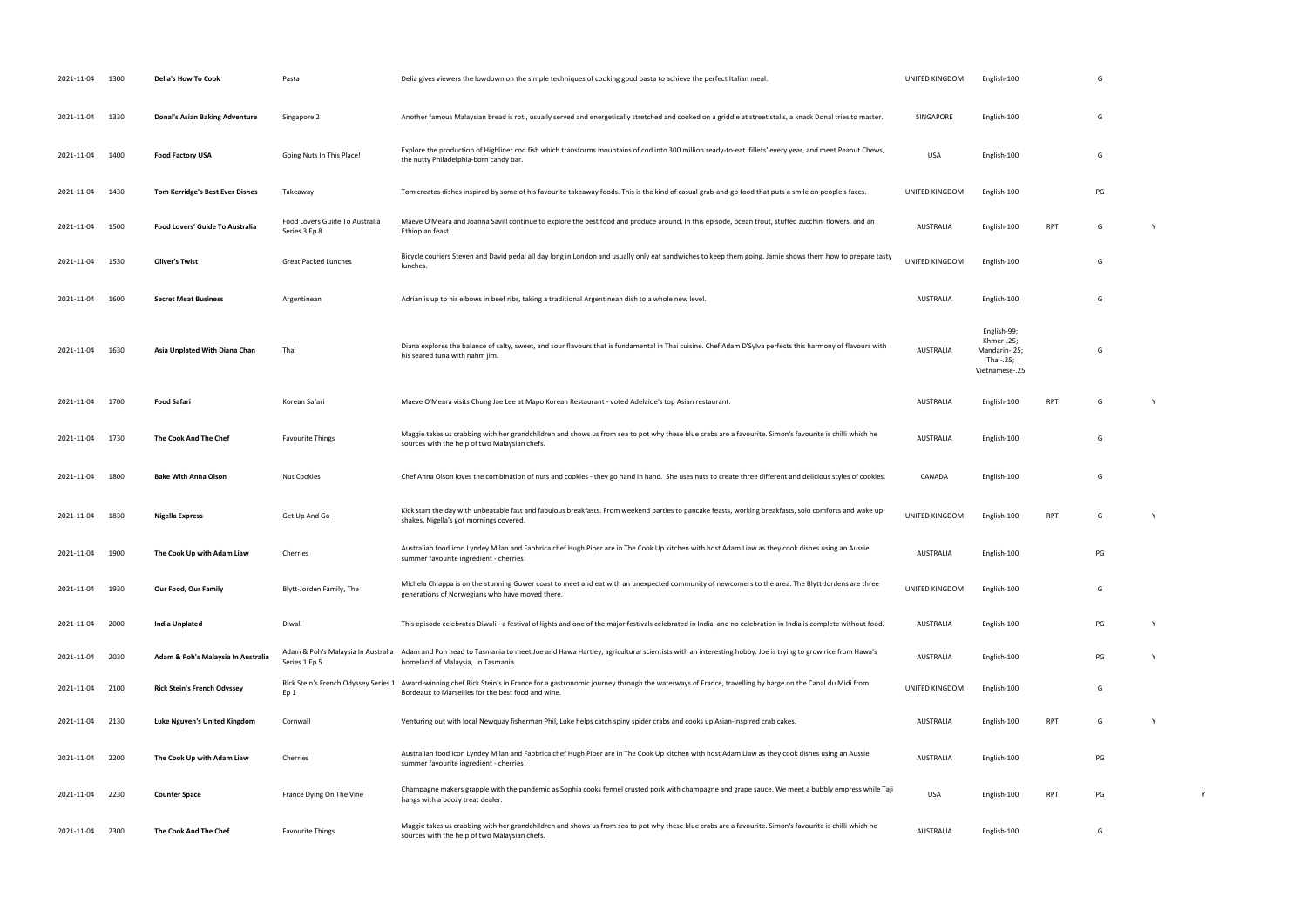| | | | | | | | | | | |
|---|---|---|---|---|---|---|---|---|---|---|
| 2021-11-04 | 1300 | **Delia's How To Cook** | Pasta | Delia gives viewers the lowdown on the simple techniques of cooking good pasta to achieve the perfect Italian meal. | UNITED KINGDOM | English-100 | | G | | |
| 2021-11-04 | 1330 | **Donal's Asian Baking Adventure** | Singapore 2 | Another famous Malaysian bread is roti, usually served and energetically stretched and cooked on a griddle at street stalls, a knack Donal tries to master. | SINGAPORE | English-100 | | G | | |
| 2021-11-04 | 1400 | **Food Factory USA** | Going Nuts In This Place! | Explore the production of Highliner cod fish which transforms mountains of cod into 300 million ready-to-eat 'fillets' every year, and meet Peanut Chews, the nutty Philadelphia-born candy bar. | USA | English-100 | | G | | |
| 2021-11-04 | 1430 | **Tom Kerridge's Best Ever Dishes** | Takeaway | Tom creates dishes inspired by some of his favourite takeaway foods. This is the kind of casual grab-and-go food that puts a smile on people's faces. | UNITED KINGDOM | English-100 | | PG | | |
| 2021-11-04 | 1500 | **Food Lovers' Guide To Australia** | Food Lovers Guide To Australia Series 3 Ep 8 | Maeve O'Meara and Joanna Savill continue to explore the best food and produce around. In this episode, ocean trout, stuffed zucchini flowers, and an Ethiopian feast. | AUSTRALIA | English-100 | RPT | G | Y | |
| 2021-11-04 | 1530 | **Oliver's Twist** | Great Packed Lunches | Bicycle couriers Steven and David pedal all day long in London and usually only eat sandwiches to keep them going. Jamie shows them how to prepare tasty lunches. | UNITED KINGDOM | English-100 | | G | | |
| 2021-11-04 | 1600 | **Secret Meat Business** | Argentinean | Adrian is up to his elbows in beef ribs, taking a traditional Argentinean dish to a whole new level. | AUSTRALIA | English-100 | | G | | |
| 2021-11-04 | 1630 | **Asia Unplated With Diana Chan** | Thai | Diana explores the balance of salty, sweet, and sour flavours that is fundamental in Thai cuisine. Chef Adam D'Sylva perfects this harmony of flavours with his seared tuna with nahm jim. | AUSTRALIA | English-99; Khmer-.25; Mandarin-.25; Thai-.25; Vietnamese-.25 | | G | | |
| 2021-11-04 | 1700 | **Food Safari** | Korean Safari | Maeve O'Meara visits Chung Jae Lee at Mapo Korean Restaurant - voted Adelaide's top Asian restaurant. | AUSTRALIA | English-100 | RPT | G | Y | |
| 2021-11-04 | 1730 | **The Cook And The Chef** | Favourite Things | Maggie takes us crabbing with her grandchildren and shows us from sea to pot why these blue crabs are a favourite. Simon's favourite is chilli which he sources with the help of two Malaysian chefs. | AUSTRALIA | English-100 | | G | | |
| 2021-11-04 | 1800 | **Bake With Anna Olson** | Nut Cookies | Chef Anna Olson loves the combination of nuts and cookies - they go hand in hand. She uses nuts to create three different and delicious styles of cookies. | CANADA | English-100 | | G | | |
| 2021-11-04 | 1830 | **Nigella Express** | Get Up And Go | Kick start the day with unbeatable fast and fabulous breakfasts. From weekend parties to pancake feasts, working breakfasts, solo comforts and wake up shakes, Nigella's got mornings covered. | UNITED KINGDOM | English-100 | RPT | G | Y | |
| 2021-11-04 | 1900 | **The Cook Up with Adam Liaw** | Cherries | Australian food icon Lyndey Milan and Fabbrica chef Hugh Piper are in The Cook Up kitchen with host Adam Liaw as they cook dishes using an Aussie summer favourite ingredient - cherries! | AUSTRALIA | English-100 | | PG | | |
| 2021-11-04 | 1930 | **Our Food, Our Family** | Blytt-Jorden Family, The | Michela Chiappa is on the stunning Gower coast to meet and eat with an unexpected community of newcomers to the area. The Blytt-Jordens are three generations of Norwegians who have moved there. | UNITED KINGDOM | English-100 | | G | | |
| 2021-11-04 | 2000 | **India Unplated** | Diwali | This episode celebrates Diwali - a festival of lights and one of the major festivals celebrated in India, and no celebration in India is complete without food. | AUSTRALIA | English-100 | | PG | Y | |
| 2021-11-04 | 2030 | **Adam & Poh's Malaysia In Australia** | Adam & Poh's Malaysia In Australia Series 1 Ep 5 | Adam and Poh head to Tasmania to meet Joe and Hawa Hartley, agricultural scientists with an interesting hobby. Joe is trying to grow rice from Hawa's homeland of Malaysia, in Tasmania. | AUSTRALIA | English-100 | | PG | Y | |
| 2021-11-04 | 2100 | **Rick Stein's French Odyssey** | Rick Stein's French Odyssey Series 1 Ep 1 | Award-winning chef Rick Stein's in France for a gastronomic journey through the waterways of France, travelling by barge on the Canal du Midi from Bordeaux to Marseilles for the best food and wine. | UNITED KINGDOM | English-100 | | G | | |
| 2021-11-04 | 2130 | **Luke Nguyen's United Kingdom** | Cornwall | Venturing out with local Newquay fisherman Phil, Luke helps catch spiny spider crabs and cooks up Asian-inspired crab cakes. | AUSTRALIA | English-100 | RPT | G | Y | |
| 2021-11-04 | 2200 | **The Cook Up with Adam Liaw** | Cherries | Australian food icon Lyndey Milan and Fabbrica chef Hugh Piper are in The Cook Up kitchen with host Adam Liaw as they cook dishes using an Aussie summer favourite ingredient - cherries! | AUSTRALIA | English-100 | | PG | | |
| 2021-11-04 | 2230 | **Counter Space** | France Dying On The Vine | Champagne makers grapple with the pandemic as Sophia cooks fennel crusted pork with champagne and grape sauce. We meet a bubbly empress while Taji hangs with a boozy treat dealer. | USA | English-100 | RPT | PG | | Y |
| 2021-11-04 | 2300 | **The Cook And The Chef** | Favourite Things | Maggie takes us crabbing with her grandchildren and shows us from sea to pot why these blue crabs are a favourite. Simon's favourite is chilli which he sources with the help of two Malaysian chefs. | AUSTRALIA | English-100 | | G | | |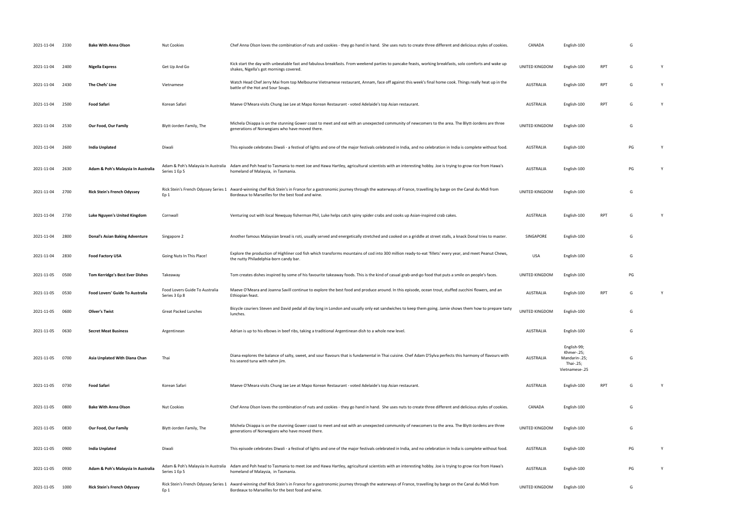| | | | | | | | | | |
|---|---|---|---|---|---|---|---|---|---|
| 2021-11-04 | 2330 | **Bake With Anna Olson** | Nut Cookies | Chef Anna Olson loves the combination of nuts and cookies - they go hand in hand. She uses nuts to create three different and delicious styles of cookies. | CANADA | English-100 | | G | |
| 2021-11-04 | 2400 | **Nigella Express** | Get Up And Go | Kick start the day with unbeatable fast and fabulous breakfasts. From weekend parties to pancake feasts, working breakfasts, solo comforts and wake up shakes, Nigella's got mornings covered. | UNITED KINGDOM | English-100 | RPT | G | Y |
| 2021-11-04 | 2430 | **The Chefs' Line** | Vietnamese | Watch Head Chef Jerry Mai from top Melbourne Vietnamese restaurant, Annam, face off against this week's final home cook. Things really heat up in the battle of the Hot and Sour Soups. | AUSTRALIA | English-100 | RPT | G | Y |
| 2021-11-04 | 2500 | **Food Safari** | Korean Safari | Maeve O'Meara visits Chung Jae Lee at Mapo Korean Restaurant - voted Adelaide's top Asian restaurant. | AUSTRALIA | English-100 | RPT | G | Y |
| 2021-11-04 | 2530 | **Our Food, Our Family** | Blytt-Jorden Family, The | Michela Chiappa is on the stunning Gower coast to meet and eat with an unexpected community of newcomers to the area. The Blytt-Jordens are three generations of Norwegians who have moved there. | UNITED KINGDOM | English-100 | | G | |
| 2021-11-04 | 2600 | **India Unplated** | Diwali | This episode celebrates Diwali - a festival of lights and one of the major festivals celebrated in India, and no celebration in India is complete without food. | AUSTRALIA | English-100 | | PG | Y |
| 2021-11-04 | 2630 | **Adam & Poh's Malaysia In Australia** | Adam & Poh's Malaysia In Australia Series 1 Ep 5 | Adam and Poh head to Tasmania to meet Joe and Hawa Hartley, agricultural scientists with an interesting hobby. Joe is trying to grow rice from Hawa's homeland of Malaysia, in Tasmania. | AUSTRALIA | English-100 | | PG | Y |
| 2021-11-04 | 2700 | **Rick Stein's French Odyssey** | Rick Stein's French Odyssey Series 1 Ep 1 | Award-winning chef Rick Stein's in France for a gastronomic journey through the waterways of France, travelling by barge on the Canal du Midi from Bordeaux to Marseilles for the best food and wine. | UNITED KINGDOM | English-100 | | G | |
| 2021-11-04 | 2730 | **Luke Nguyen's United Kingdom** | Cornwall | Venturing out with local Newquay fisherman Phil, Luke helps catch spiny spider crabs and cooks up Asian-inspired crab cakes. | AUSTRALIA | English-100 | RPT | G | Y |
| 2021-11-04 | 2800 | **Donal's Asian Baking Adventure** | Singapore 2 | Another famous Malaysian bread is roti, usually served and energetically stretched and cooked on a griddle at street stalls, a knack Donal tries to master. | SINGAPORE | English-100 | | G | |
| 2021-11-04 | 2830 | **Food Factory USA** | Going Nuts In This Place! | Explore the production of Highliner cod fish which transforms mountains of cod into 300 million ready-to-eat 'fillets' every year, and meet Peanut Chews, the nutty Philadelphia-born candy bar. | USA | English-100 | | G | |
| 2021-11-05 | 0500 | **Tom Kerridge's Best Ever Dishes** | Takeaway | Tom creates dishes inspired by some of his favourite takeaway foods. This is the kind of casual grab-and-go food that puts a smile on people's faces. | UNITED KINGDOM | English-100 | | PG | |
| 2021-11-05 | 0530 | **Food Lovers' Guide To Australia** | Food Lovers Guide To Australia Series 3 Ep 8 | Maeve O'Meara and Joanna Savill continue to explore the best food and produce around. In this episode, ocean trout, stuffed zucchini flowers, and an Ethiopian feast. | AUSTRALIA | English-100 | RPT | G | Y |
| 2021-11-05 | 0600 | **Oliver's Twist** | Great Packed Lunches | Bicycle couriers Steven and David pedal all day long in London and usually only eat sandwiches to keep them going. Jamie shows them how to prepare tasty lunches. | UNITED KINGDOM | English-100 | | G | |
| 2021-11-05 | 0630 | **Secret Meat Business** | Argentinean | Adrian is up to his elbows in beef ribs, taking a traditional Argentinean dish to a whole new level. | AUSTRALIA | English-100 | | G | |
| 2021-11-05 | 0700 | **Asia Unplated With Diana Chan** | Thai | Diana explores the balance of salty, sweet, and sour flavours that is fundamental in Thai cuisine. Chef Adam D'Sylva perfects this harmony of flavours with his seared tuna with nahm jim. | AUSTRALIA | English-99; Khmer-.25; Mandarin-.25; Thai-.25; Vietnamese-.25 | | G | |
| 2021-11-05 | 0730 | **Food Safari** | Korean Safari | Maeve O'Meara visits Chung Jae Lee at Mapo Korean Restaurant - voted Adelaide's top Asian restaurant. | AUSTRALIA | English-100 | RPT | G | Y |
| 2021-11-05 | 0800 | **Bake With Anna Olson** | Nut Cookies | Chef Anna Olson loves the combination of nuts and cookies - they go hand in hand. She uses nuts to create three different and delicious styles of cookies. | CANADA | English-100 | | G | |
| 2021-11-05 | 0830 | **Our Food, Our Family** | Blytt-Jorden Family, The | Michela Chiappa is on the stunning Gower coast to meet and eat with an unexpected community of newcomers to the area. The Blytt-Jordens are three generations of Norwegians who have moved there. | UNITED KINGDOM | English-100 | | G | |
| 2021-11-05 | 0900 | **India Unplated** | Diwali | This episode celebrates Diwali - a festival of lights and one of the major festivals celebrated in India, and no celebration in India is complete without food. | AUSTRALIA | English-100 | | PG | Y |
| 2021-11-05 | 0930 | **Adam & Poh's Malaysia In Australia** | Adam & Poh's Malaysia In Australia Series 1 Ep 5 | Adam and Poh head to Tasmania to meet Joe and Hawa Hartley, agricultural scientists with an interesting hobby. Joe is trying to grow rice from Hawa's homeland of Malaysia, in Tasmania. | AUSTRALIA | English-100 | | PG | Y |
| 2021-11-05 | 1000 | **Rick Stein's French Odyssey** | Rick Stein's French Odyssey Series 1 Ep 1 | Award-winning chef Rick Stein's in France for a gastronomic journey through the waterways of France, travelling by barge on the Canal du Midi from Bordeaux to Marseilles for the best food and wine. | UNITED KINGDOM | English-100 | | G | |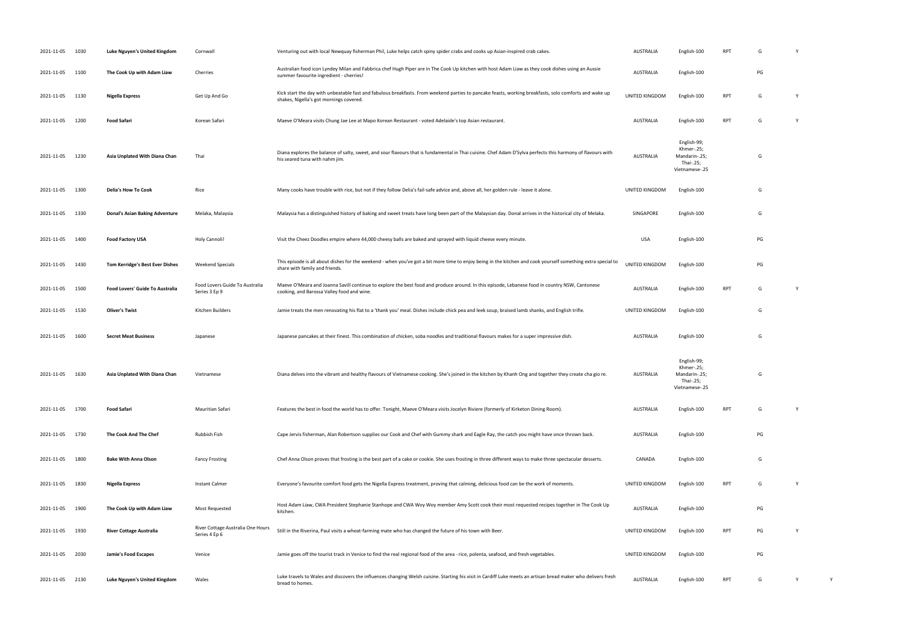| | | | | | | | | | | |
|---|---|---|---|---|---|---|---|---|---|---|
| 2021-11-05 | 1030 | **Luke Nguyen's United Kingdom** | Cornwall | Venturing out with local Newquay fisherman Phil, Luke helps catch spiny spider crabs and cooks up Asian-inspired crab cakes. | AUSTRALIA | English-100 | RPT | G | Y | |
| 2021-11-05 | 1100 | **The Cook Up with Adam Liaw** | Cherries | Australian food icon Lyndey Milan and Fabbrica chef Hugh Piper are in The Cook Up kitchen with host Adam Liaw as they cook dishes using an Aussie summer favourite ingredient - cherries! | AUSTRALIA | English-100 | | PG | | |
| 2021-11-05 | 1130 | **Nigella Express** | Get Up And Go | Kick start the day with unbeatable fast and fabulous breakfasts. From weekend parties to pancake feasts, working breakfasts, solo comforts and wake up shakes, Nigella's got mornings covered. | UNITED KINGDOM | English-100 | RPT | G | Y | |
| 2021-11-05 | 1200 | **Food Safari** | Korean Safari | Maeve O'Meara visits Chung Jae Lee at Mapo Korean Restaurant - voted Adelaide's top Asian restaurant. | AUSTRALIA | English-100 | RPT | G | Y | |
| 2021-11-05 | 1230 | **Asia Unplated With Diana Chan** | Thai | Diana explores the balance of salty, sweet, and sour flavours that is fundamental in Thai cuisine. Chef Adam D'Sylva perfects this harmony of flavours with his seared tuna with nahm jim. | AUSTRALIA | English-99; Khmer-.25; Mandarin-.25; Thai-.25; Vietnamese-.25 | | G | | |
| 2021-11-05 | 1300 | **Delia's How To Cook** | Rice | Many cooks have trouble with rice, but not if they follow Delia's fail-safe advice and, above all, her golden rule - leave it alone. | UNITED KINGDOM | English-100 | | G | | |
| 2021-11-05 | 1330 | **Donal's Asian Baking Adventure** | Melaka, Malaysia | Malaysia has a distinguished history of baking and sweet treats have long been part of the Malaysian day. Donal arrives in the historical city of Melaka. | SINGAPORE | English-100 | | G | | |
| 2021-11-05 | 1400 | **Food Factory USA** | Holy Cannoli! | Visit the Cheez Doodles empire where 44,000 cheesy balls are baked and sprayed with liquid cheese every minute. | USA | English-100 | | PG | | |
| 2021-11-05 | 1430 | **Tom Kerridge's Best Ever Dishes** | Weekend Specials | This episode is all about dishes for the weekend - when you've got a bit more time to enjoy being in the kitchen and cook yourself something extra special to share with family and friends. | UNITED KINGDOM | English-100 | | PG | | |
| 2021-11-05 | 1500 | **Food Lovers' Guide To Australia** | Food Lovers Guide To Australia Series 3 Ep 9 | Maeve O'Meara and Joanna Savill continue to explore the best food and produce around. In this episode, Lebanese food in country NSW, Cantonese cooking, and Barossa Valley food and wine. | AUSTRALIA | English-100 | RPT | G | Y | |
| 2021-11-05 | 1530 | **Oliver's Twist** | Kitchen Builders | Jamie treats the men renovating his flat to a 'thank you' meal. Dishes include chick pea and leek soup, braised lamb shanks, and English trifle. | UNITED KINGDOM | English-100 | | G | | |
| 2021-11-05 | 1600 | **Secret Meat Business** | Japanese | Japanese pancakes at their finest. This combination of chicken, soba noodles and traditional flavours makes for a super impressive dish. | AUSTRALIA | English-100 | | G | | |
| 2021-11-05 | 1630 | **Asia Unplated With Diana Chan** | Vietnamese | Diana delves into the vibrant and healthy flavours of Vietnamese cooking. She's joined in the kitchen by Khanh Ong and together they create cha gio re. | AUSTRALIA | English-99; Khmer-.25; Mandarin-.25; Thai-.25; Vietnamese-.25 | | G | | |
| 2021-11-05 | 1700 | **Food Safari** | Mauritian Safari | Features the best in food the world has to offer. Tonight, Maeve O'Meara visits Jocelyn Riviere (formerly of Kirketon Dining Room). | AUSTRALIA | English-100 | RPT | G | Y | |
| 2021-11-05 | 1730 | **The Cook And The Chef** | Rubbish Fish | Cape Jervis fisherman, Alan Robertson supplies our Cook and Chef with Gummy shark and Eagle Ray, the catch you might have once thrown back. | AUSTRALIA | English-100 | | PG | | |
| 2021-11-05 | 1800 | **Bake With Anna Olson** | Fancy Frosting | Chef Anna Olson proves that frosting is the best part of a cake or cookie. She uses frosting in three different ways to make three spectacular desserts. | CANADA | English-100 | | G | | |
| 2021-11-05 | 1830 | **Nigella Express** | Instant Calmer | Everyone's favourite comfort food gets the Nigella Express treatment, proving that calming, delicious food can be the work of moments. | UNITED KINGDOM | English-100 | RPT | G | Y | |
| 2021-11-05 | 1900 | **The Cook Up with Adam Liaw** | Most Requested | Host Adam Liaw, CWA President Stephanie Stanhope and CWA Woy Woy member Amy Scott cook their most requested recipes together in The Cook Up kitchen. | AUSTRALIA | English-100 | | PG | | |
| 2021-11-05 | 1930 | **River Cottage Australia** | River Cottage Australia One Hours Series 4 Ep 6 | Still in the Riverina, Paul visits a wheat-farming mate who has changed the future of his town with Beer. | UNITED KINGDOM | English-100 | RPT | PG | Y | |
| 2021-11-05 | 2030 | **Jamie's Food Escapes** | Venice | Jamie goes off the tourist track in Venice to find the real regional food of the area - rice, polenta, seafood, and fresh vegetables. | UNITED KINGDOM | English-100 | | PG | | |
| 2021-11-05 | 2130 | **Luke Nguyen's United Kingdom** | Wales | Luke travels to Wales and discovers the influences changing Welsh cuisine. Starting his visit in Cardiff Luke meets an artisan bread maker who delivers fresh bread to homes. | AUSTRALIA | English-100 | RPT | G | Y | Y |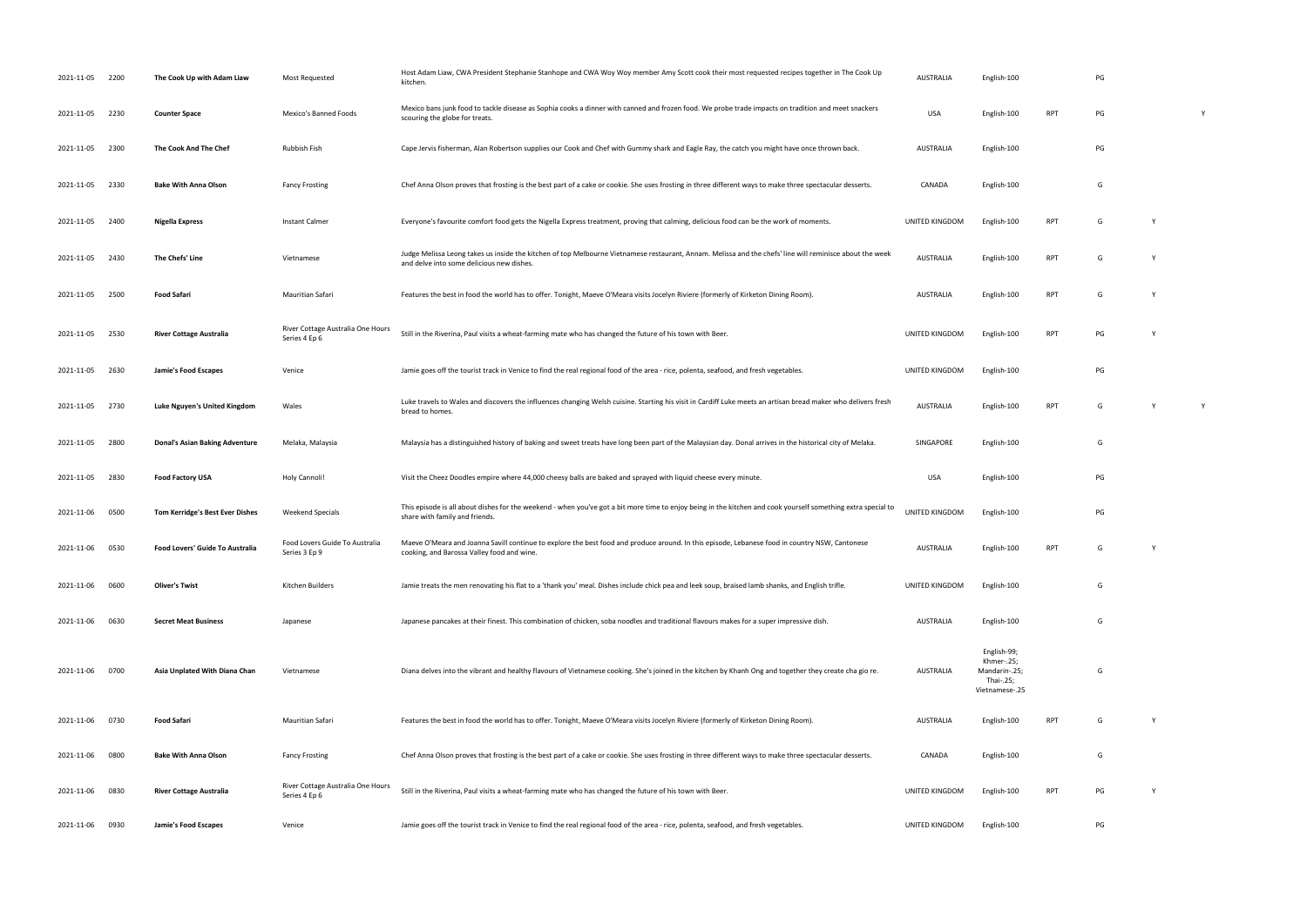| | | | | | | | | | | |
|---|---|---|---|---|---|---|---|---|---|---|
| 2021-11-05 | 2200 | **The Cook Up with Adam Liaw** | Most Requested | Host Adam Liaw, CWA President Stephanie Stanhope and CWA Woy Woy member Amy Scott cook their most requested recipes together in The Cook Up kitchen. | AUSTRALIA | English-100 | | PG | | |
| 2021-11-05 | 2230 | **Counter Space** | Mexico's Banned Foods | Mexico bans junk food to tackle disease as Sophia cooks a dinner with canned and frozen food. We probe trade impacts on tradition and meet snackers scouring the globe for treats. | USA | English-100 | RPT | PG | | Y |
| 2021-11-05 | 2300 | **The Cook And The Chef** | Rubbish Fish | Cape Jervis fisherman, Alan Robertson supplies our Cook and Chef with Gummy shark and Eagle Ray, the catch you might have once thrown back. | AUSTRALIA | English-100 | | PG | | |
| 2021-11-05 | 2330 | **Bake With Anna Olson** | Fancy Frosting | Chef Anna Olson proves that frosting is the best part of a cake or cookie. She uses frosting in three different ways to make three spectacular desserts. | CANADA | English-100 | | G | | |
| 2021-11-05 | 2400 | **Nigella Express** | Instant Calmer | Everyone's favourite comfort food gets the Nigella Express treatment, proving that calming, delicious food can be the work of moments. | UNITED KINGDOM | English-100 | RPT | G | Y | |
| 2021-11-05 | 2430 | **The Chefs' Line** | Vietnamese | Judge Melissa Leong takes us inside the kitchen of top Melbourne Vietnamese restaurant, Annam. Melissa and the chefs' line will reminisce about the week and delve into some delicious new dishes. | AUSTRALIA | English-100 | RPT | G | Y | |
| 2021-11-05 | 2500 | **Food Safari** | Mauritian Safari | Features the best in food the world has to offer. Tonight, Maeve O'Meara visits Jocelyn Riviere (formerly of Kirketon Dining Room). | AUSTRALIA | English-100 | RPT | G | Y | |
| 2021-11-05 | 2530 | **River Cottage Australia** | River Cottage Australia One Hours Series 4 Ep 6 | Still in the Riverina, Paul visits a wheat-farming mate who has changed the future of his town with Beer. | UNITED KINGDOM | English-100 | RPT | PG | Y | |
| 2021-11-05 | 2630 | **Jamie's Food Escapes** | Venice | Jamie goes off the tourist track in Venice to find the real regional food of the area - rice, polenta, seafood, and fresh vegetables. | UNITED KINGDOM | English-100 | | PG | | |
| 2021-11-05 | 2730 | **Luke Nguyen's United Kingdom** | Wales | Luke travels to Wales and discovers the influences changing Welsh cuisine. Starting his visit in Cardiff Luke meets an artisan bread maker who delivers fresh bread to homes. | AUSTRALIA | English-100 | RPT | G | Y | Y |
| 2021-11-05 | 2800 | **Donal's Asian Baking Adventure** | Melaka, Malaysia | Malaysia has a distinguished history of baking and sweet treats have long been part of the Malaysian day. Donal arrives in the historical city of Melaka. | SINGAPORE | English-100 | | G | | |
| 2021-11-05 | 2830 | **Food Factory USA** | Holy Cannoli! | Visit the Cheez Doodles empire where 44,000 cheesy balls are baked and sprayed with liquid cheese every minute. | USA | English-100 | | PG | | |
| 2021-11-06 | 0500 | **Tom Kerridge's Best Ever Dishes** | Weekend Specials | This episode is all about dishes for the weekend - when you've got a bit more time to enjoy being in the kitchen and cook yourself something extra special to share with family and friends. | UNITED KINGDOM | English-100 | | PG | | |
| 2021-11-06 | 0530 | **Food Lovers' Guide To Australia** | Food Lovers Guide To Australia Series 3 Ep 9 | Maeve O'Meara and Joanna Savill continue to explore the best food and produce around. In this episode, Lebanese food in country NSW, Cantonese cooking, and Barossa Valley food and wine. | AUSTRALIA | English-100 | RPT | G | Y | |
| 2021-11-06 | 0600 | **Oliver's Twist** | Kitchen Builders | Jamie treats the men renovating his flat to a 'thank you' meal. Dishes include chick pea and leek soup, braised lamb shanks, and English trifle. | UNITED KINGDOM | English-100 | | G | | |
| 2021-11-06 | 0630 | **Secret Meat Business** | Japanese | Japanese pancakes at their finest. This combination of chicken, soba noodles and traditional flavours makes for a super impressive dish. | AUSTRALIA | English-100 | | G | | |
| 2021-11-06 | 0700 | **Asia Unplated With Diana Chan** | Vietnamese | Diana delves into the vibrant and healthy flavours of Vietnamese cooking. She's joined in the kitchen by Khanh Ong and together they create cha gio re. | AUSTRALIA | English-99; Khmer-.25; Mandarin-.25; Thai-.25; Vietnamese-.25 | | G | | |
| 2021-11-06 | 0730 | **Food Safari** | Mauritian Safari | Features the best in food the world has to offer. Tonight, Maeve O'Meara visits Jocelyn Riviere (formerly of Kirketon Dining Room). | AUSTRALIA | English-100 | RPT | G | Y | |
| 2021-11-06 | 0800 | **Bake With Anna Olson** | Fancy Frosting | Chef Anna Olson proves that frosting is the best part of a cake or cookie. She uses frosting in three different ways to make three spectacular desserts. | CANADA | English-100 | | G | | |
| 2021-11-06 | 0830 | **River Cottage Australia** | River Cottage Australia One Hours Series 4 Ep 6 | Still in the Riverina, Paul visits a wheat-farming mate who has changed the future of his town with Beer. | UNITED KINGDOM | English-100 | RPT | PG | Y | |
| 2021-11-06 | 0930 | **Jamie's Food Escapes** | Venice | Jamie goes off the tourist track in Venice to find the real regional food of the area - rice, polenta, seafood, and fresh vegetables. | UNITED KINGDOM | English-100 | | PG | | |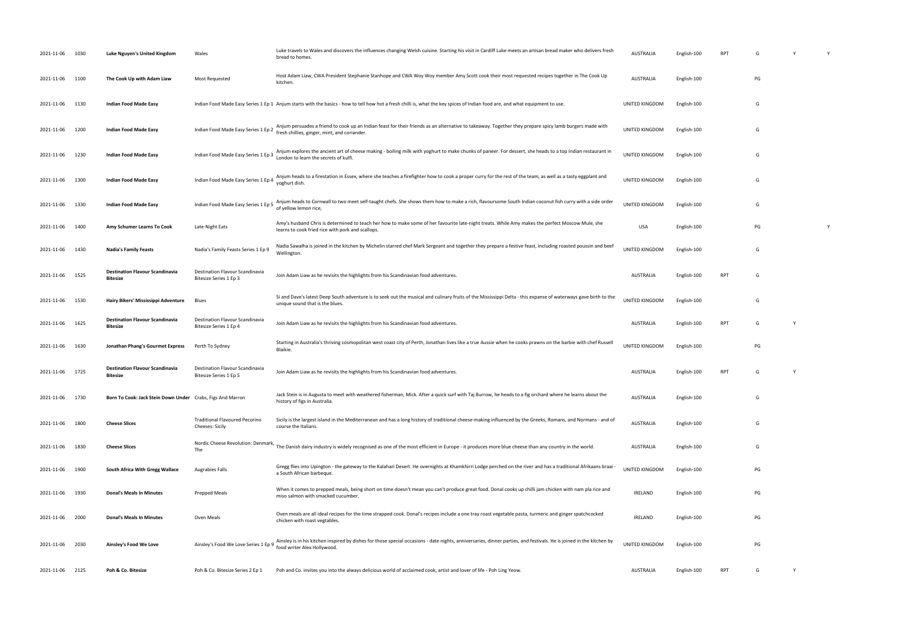| | | | | | | | | | | | |
|---|---|---|---|---|---|---|---|---|---|---|---|
| 2021-11-06 | 1030 | **Luke Nguyen's United Kingdom** | Wales | Luke travels to Wales and discovers the influences changing Welsh cuisine. Starting his visit in Cardiff Luke meets an artisan bread maker who delivers fresh bread to homes. | AUSTRALIA | English-100 | RPT | G | Y | | Y |
| 2021-11-06 | 1100 | **The Cook Up with Adam Liaw** | Most Requested | Host Adam Liaw, CWA President Stephanie Stanhope and CWA Woy Woy member Amy Scott cook their most requested recipes together in The Cook Up kitchen. | AUSTRALIA | English-100 | | PG | | | |
| 2021-11-06 | 1130 | **Indian Food Made Easy** | Indian Food Made Easy Series 1 Ep 1 | Anjum starts with the basics - how to tell how hot a fresh chilli is, what the key spices of Indian food are, and what equipment to use. | UNITED KINGDOM | English-100 | | G | | | |
| 2021-11-06 | 1200 | **Indian Food Made Easy** | Indian Food Made Easy Series 1 Ep 2 | Anjum persuades a friend to cook up an Indian feast for their friends as an alternative to takeaway. Together they prepare spicy lamb burgers made with fresh chillies, ginger, mint, and coriander. | UNITED KINGDOM | English-100 | | G | | | |
| 2021-11-06 | 1230 | **Indian Food Made Easy** | Indian Food Made Easy Series 1 Ep 3 | Anjum explores the ancient art of cheese making - boiling milk with yoghurt to make chunks of paneer. For dessert, she heads to a top Indian restaurant in London to learn the secrets of kulfi. | UNITED KINGDOM | English-100 | | G | | | |
| 2021-11-06 | 1300 | **Indian Food Made Easy** | Indian Food Made Easy Series 1 Ep 4 | Anjum heads to a firestation in Essex, where she teaches a firefighter how to cook a proper curry for the rest of the team, as well as a tasty eggplant and yoghurt dish. | UNITED KINGDOM | English-100 | | G | | | |
| 2021-11-06 | 1330 | **Indian Food Made Easy** | Indian Food Made Easy Series 1 Ep 5 | Anjum heads to Cornwall to two meet self-taught chefs. She shows them how to make a rich, flavoursome South Indian coconut fish curry with a side order of yellow lemon rice, | UNITED KINGDOM | English-100 | | G | | | |
| 2021-11-06 | 1400 | **Amy Schumer Learns To Cook** | Late-Night Eats | Amy's husband Chris is determined to teach her how to make some of her favourite late-night treats. While Amy makes the perfect Moscow Mule, she learns to cook fried rice with pork and scallops. | USA | English-100 | | PG | | | Y |
| 2021-11-06 | 1430 | **Nadia's Family Feasts** | Nadia's Family Feasts Series 1 Ep 9 | Nadia Sawalha is joined in the kitchen by Michelin starred chef Mark Sergeant and together they prepare a festive feast, including roasted poussin and beef Wellington. | UNITED KINGDOM | English-100 | | G | | | |
| 2021-11-06 | 1525 | **Destination Flavour Scandinavia Bitesize** | Destination Flavour Scandinavia Bitesize Series 1 Ep 3 | Join Adam Liaw as he revisits the highlights from his Scandinavian food adventures. | AUSTRALIA | English-100 | RPT | G | | | |
| 2021-11-06 | 1530 | **Hairy Bikers' Mississippi Adventure** | Blues | Si and Dave's latest Deep South adventure is to seek out the musical and culinary fruits of the Mississippi Delta - this expanse of waterways gave birth to the unique sound that is the blues. | UNITED KINGDOM | English-100 | | G | | | |
| 2021-11-06 | 1625 | **Destination Flavour Scandinavia Bitesize** | Destination Flavour Scandinavia Bitesize Series 1 Ep 4 | Join Adam Liaw as he revisits the highlights from his Scandinavian food adventures. | AUSTRALIA | English-100 | RPT | G | Y | | |
| 2021-11-06 | 1630 | **Jonathan Phang's Gourmet Express** | Perth To Sydney | Starting in Australia's thriving cosmopolitan west coast city of Perth, Jonathan lives like a true Aussie when he cooks prawns on the barbie with chef Russell Blaikie. | UNITED KINGDOM | English-100 | | PG | | | |
| 2021-11-06 | 1725 | **Destination Flavour Scandinavia Bitesize** | Destination Flavour Scandinavia Bitesize Series 1 Ep 5 | Join Adam Liaw as he revisits the highlights from his Scandinavian food adventures. | AUSTRALIA | English-100 | RPT | G | Y | | |
| 2021-11-06 | 1730 | **Born To Cook: Jack Stein Down Under** | Crabs, Figs And Marron | Jack Stein is in Augusta to meet with weathered fisherman, Mick. After a quick surf with Taj Burrow, he heads to a fig orchard where he learns about the history of figs in Australia. | AUSTRALIA | English-100 | | G | | | |
| 2021-11-06 | 1800 | **Cheese Slices** | Traditional Flavoured Pecorino Cheeses: Sicily | Sicily is the largest island in the Mediterranean and has a long history of traditional cheese-making influenced by the Greeks, Romans, and Normans - and of course the Italians. | AUSTRALIA | English-100 | | G | | | |
| 2021-11-06 | 1830 | **Cheese Slices** | Nordic Cheese Revolution: Denmark, The | The Danish dairy industry is widely recognised as one of the most efficient in Europe - it produces more blue cheese than any country in the world. | AUSTRALIA | English-100 | | G | | | |
| 2021-11-06 | 1900 | **South Africa With Gregg Wallace** | Augrabies Falls | Gregg flies into Upington - the gateway to the Kalahari Desert. He overnights at Khamkhirri Lodge perched on the river and has a traditional Afrikaans braai - a South African barbeque. | UNITED KINGDOM | English-100 | | PG | | | |
| 2021-11-06 | 1930 | **Donal's Meals In Minutes** | Prepped Meals | When it comes to prepped meals, being short on time doesn't mean you can't produce great food. Donal cooks up chilli jam chicken with nam pla rice and miso salmon with smacked cucumber. | IRELAND | English-100 | | PG | | | |
| 2021-11-06 | 2000 | **Donal's Meals In Minutes** | Oven Meals | Oven meals are all ideal recipes for the time strapped cook. Donal's recipes include a one tray roast vegetable pasta, turmeric and ginger spatchcocked chicken with roast vegtables. | IRELAND | English-100 | | PG | | | |
| 2021-11-06 | 2030 | **Ainsley's Food We Love** | Ainsley's Food We Love Series 1 Ep 9 | Ainsley is in his kitchen inspired by dishes for those special occasions - date nights, anniversaries, dinner parties, and festivals. He is joined in the kitchen by food writer Alex Hollywood. | UNITED KINGDOM | English-100 | | PG | | | |
| 2021-11-06 | 2125 | **Poh & Co. Bitesize** | Poh & Co. Bitesize Series 2 Ep 1 | Poh and Co. invites you into the always delicious world of acclaimed cook, artist and lover of life - Poh Ling Yeow. | AUSTRALIA | English-100 | RPT | G | Y | | |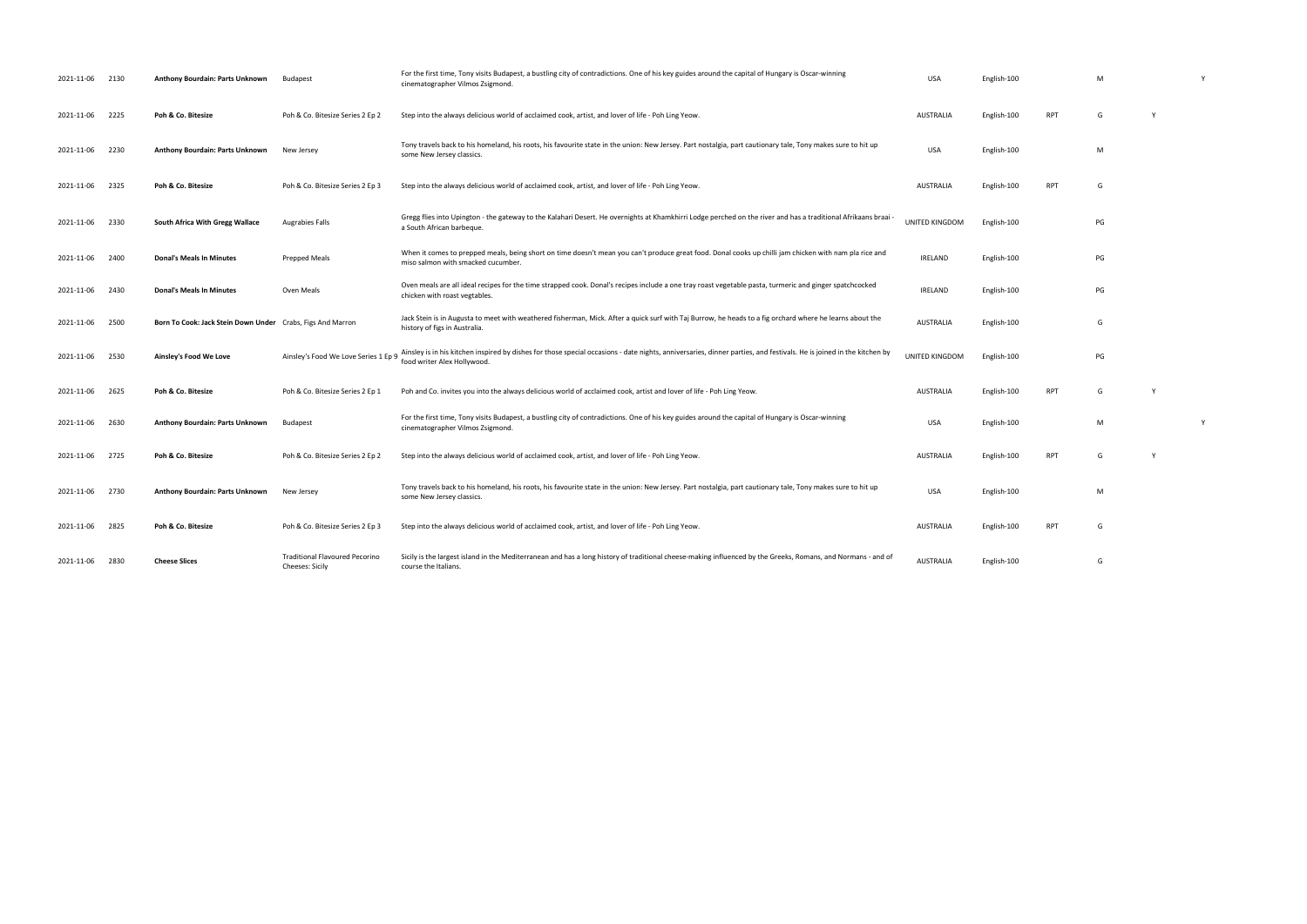| | | | | | | | | | | | |
|---|---|---|---|---|---|---|---|---|---|---|---|
| 2021-11-06 | 2130 | **Anthony Bourdain: Parts Unknown** | Budapest | For the first time, Tony visits Budapest, a bustling city of contradictions. One of his key guides around the capital of Hungary is Oscar-winning cinematographer Vilmos Zsigmond. | USA | English-100 | | M | | Y |
| 2021-11-06 | 2225 | **Poh & Co. Bitesize** | Poh & Co. Bitesize Series 2 Ep 2 | Step into the always delicious world of acclaimed cook, artist, and lover of life - Poh Ling Yeow. | AUSTRALIA | English-100 | RPT | G | Y | |
| 2021-11-06 | 2230 | **Anthony Bourdain: Parts Unknown** | New Jersey | Tony travels back to his homeland, his roots, his favourite state in the union: New Jersey. Part nostalgia, part cautionary tale, Tony makes sure to hit up some New Jersey classics. | USA | English-100 | | M | | |
| 2021-11-06 | 2325 | **Poh & Co. Bitesize** | Poh & Co. Bitesize Series 2 Ep 3 | Step into the always delicious world of acclaimed cook, artist, and lover of life - Poh Ling Yeow. | AUSTRALIA | English-100 | RPT | G | | |
| 2021-11-06 | 2330 | **South Africa With Gregg Wallace** | Augrabies Falls | Gregg flies into Upington - the gateway to the Kalahari Desert. He overnights at Khamkhirri Lodge perched on the river and has a traditional Afrikaans braai - a South African barbeque. | UNITED KINGDOM | English-100 | | PG | | |
| 2021-11-06 | 2400 | **Donal's Meals In Minutes** | Prepped Meals | When it comes to prepped meals, being short on time doesn't mean you can't produce great food. Donal cooks up chilli jam chicken with nam pla rice and miso salmon with smacked cucumber. | IRELAND | English-100 | | PG | | |
| 2021-11-06 | 2430 | **Donal's Meals In Minutes** | Oven Meals | Oven meals are all ideal recipes for the time strapped cook. Donal's recipes include a one tray roast vegetable pasta, turmeric and ginger spatchcocked chicken with roast vegtables. | IRELAND | English-100 | | PG | | |
| 2021-11-06 | 2500 | **Born To Cook: Jack Stein Down Under** | Crabs, Figs And Marron | Jack Stein is in Augusta to meet with weathered fisherman, Mick. After a quick surf with Taj Burrow, he heads to a fig orchard where he learns about the history of figs in Australia. | AUSTRALIA | English-100 | | G | | |
| 2021-11-06 | 2530 | **Ainsley's Food We Love** | Ainsley's Food We Love Series 1 Ep 9 | Ainsley is in his kitchen inspired by dishes for those special occasions - date nights, anniversaries, dinner parties, and festivals. He is joined in the kitchen by food writer Alex Hollywood. | UNITED KINGDOM | English-100 | | PG | | |
| 2021-11-06 | 2625 | **Poh & Co. Bitesize** | Poh & Co. Bitesize Series 2 Ep 1 | Poh and Co. invites you into the always delicious world of acclaimed cook, artist and lover of life - Poh Ling Yeow. | AUSTRALIA | English-100 | RPT | G | Y | |
| 2021-11-06 | 2630 | **Anthony Bourdain: Parts Unknown** | Budapest | For the first time, Tony visits Budapest, a bustling city of contradictions. One of his key guides around the capital of Hungary is Oscar-winning cinematographer Vilmos Zsigmond. | USA | English-100 | | M | | Y |
| 2021-11-06 | 2725 | **Poh & Co. Bitesize** | Poh & Co. Bitesize Series 2 Ep 2 | Step into the always delicious world of acclaimed cook, artist, and lover of life - Poh Ling Yeow. | AUSTRALIA | English-100 | RPT | G | Y | |
| 2021-11-06 | 2730 | **Anthony Bourdain: Parts Unknown** | New Jersey | Tony travels back to his homeland, his roots, his favourite state in the union: New Jersey. Part nostalgia, part cautionary tale, Tony makes sure to hit up some New Jersey classics. | USA | English-100 | | M | | |
| 2021-11-06 | 2825 | **Poh & Co. Bitesize** | Poh & Co. Bitesize Series 2 Ep 3 | Step into the always delicious world of acclaimed cook, artist, and lover of life - Poh Ling Yeow. | AUSTRALIA | English-100 | RPT | G | | |
| 2021-11-06 | 2830 | **Cheese Slices** | Traditional Flavoured Pecorino Cheeses: Sicily | Sicily is the largest island in the Mediterranean and has a long history of traditional cheese-making influenced by the Greeks, Romans, and Normans - and of course the Italians. | AUSTRALIA | English-100 | | G | | |